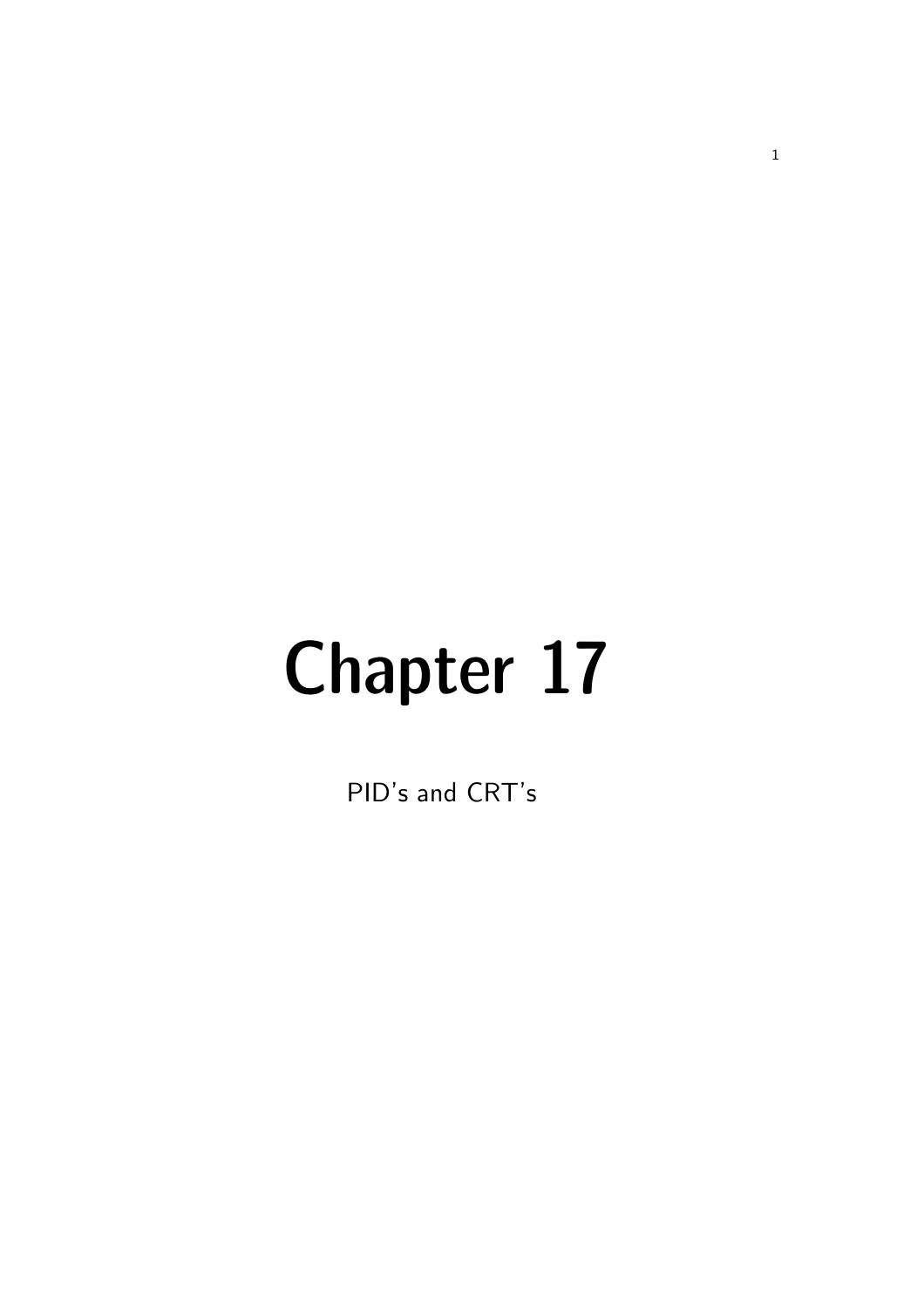# Chapter 17

PID's and CRT's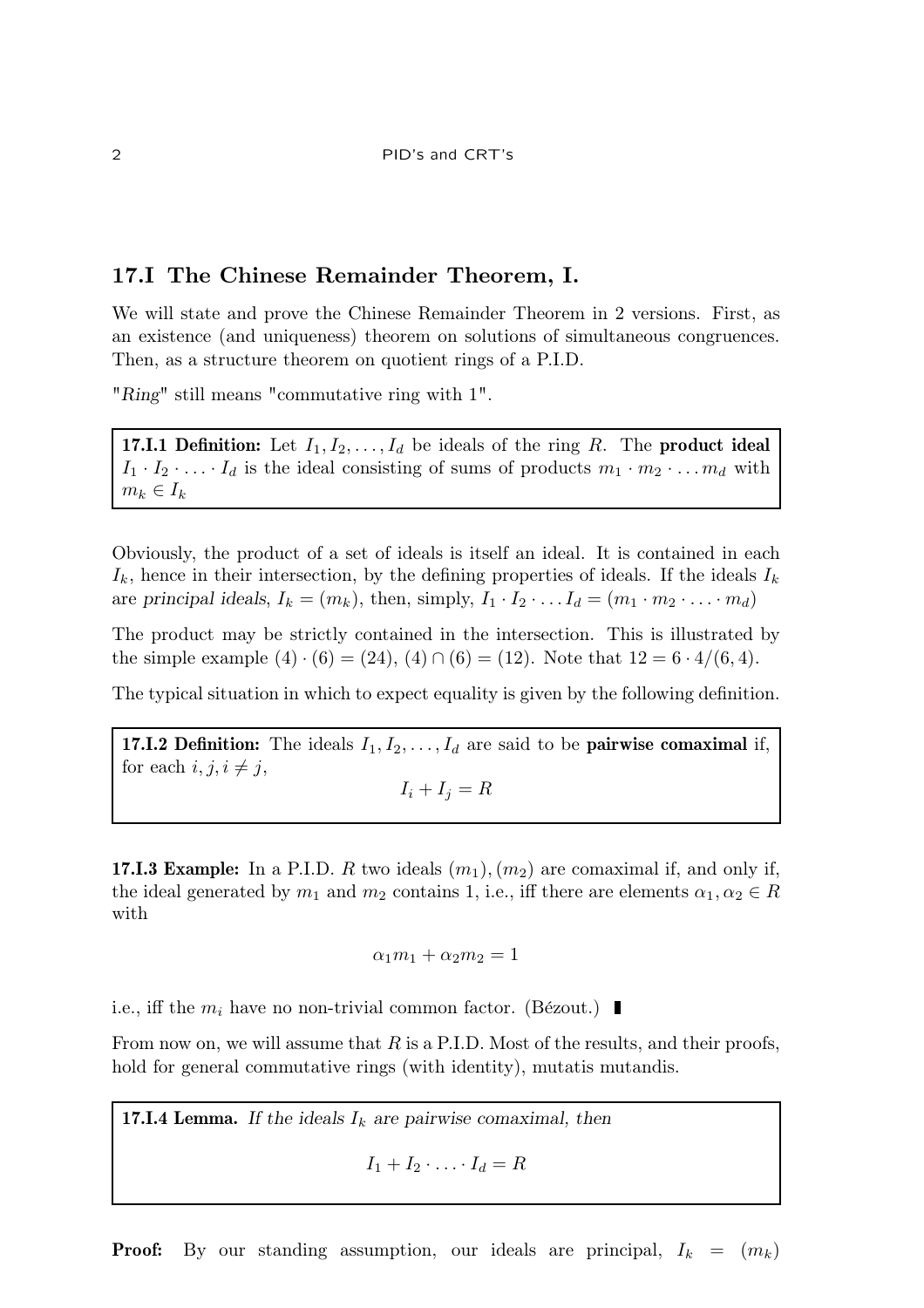## 17.I The Chinese Remainder Theorem, I.

We will state and prove the Chinese Remainder Theorem in 2 versions. First, as an existence (and uniqueness) theorem on solutions of simultaneous congruences. Then, as a structure theorem on quotient rings of a P.I.D.

"*Ring*" still means "commutative ring with 1".

**17.I.1 Definition:** Let $I_1, I_2, \ldots, I_d$ be ideals of the ring $R$. The **product ideal** $I_1 \cdot I_2 \cdot \ldots \cdot I_d$ is the ideal consisting of sums of products $m_1 \cdot m_2 \cdot \ldots m_d$ with $m_k \in I_k$

Obviously, the product of a set of ideals is itself an ideal. It is contained in each $I_k$, hence in their intersection, by the defining properties of ideals. If the ideals $I_k$ are *principal ideals*, $I_k = (m_k)$, then, simply, $I_1 \cdot I_2 \cdot \ldots I_d = (m_1 \cdot m_2 \cdot \ldots \cdot m_d)$

The product may be strictly contained in the intersection. This is illustrated by the simple example $(4) \cdot (6) = (24)$, $(4) \cap (6) = (12)$. Note that $12 = 6 \cdot 4/(6, 4)$.

The typical situation in which to expect equality is given by the following definition.

**17.I.2 Definition:** The ideals $I_1, I_2, \ldots, I_d$ are said to be **pairwise comaximal** if, for each $i, j, i \neq j$,

$$I_i + I_j = R$$

**17.I.3 Example:** In a P.I.D. $R$ two ideals $(m_1), (m_2)$ are comaximal if, and only if, the ideal generated by $m_1$ and $m_2$ contains 1, i.e., iff there are elements $\alpha_1, \alpha_2 \in R$ with

$$\alpha_1 m_1 + \alpha_2 m_2 = 1$$

i.e., iff the $m_i$ have no non-trivial common factor. (Bézout.) ∎

From now on, we will assume that $R$ is a P.I.D. Most of the results, and their proofs, hold for general commutative rings (with identity), mutatis mutandis.

**17.I.4 Lemma.** *If the ideals $I_k$ are pairwise comaximal, then*

$$I_1 + I_2 \cdot \ldots \cdot I_d = R$$

**Proof:** By our standing assumption, our ideals are principal, $I_k = (m_k)$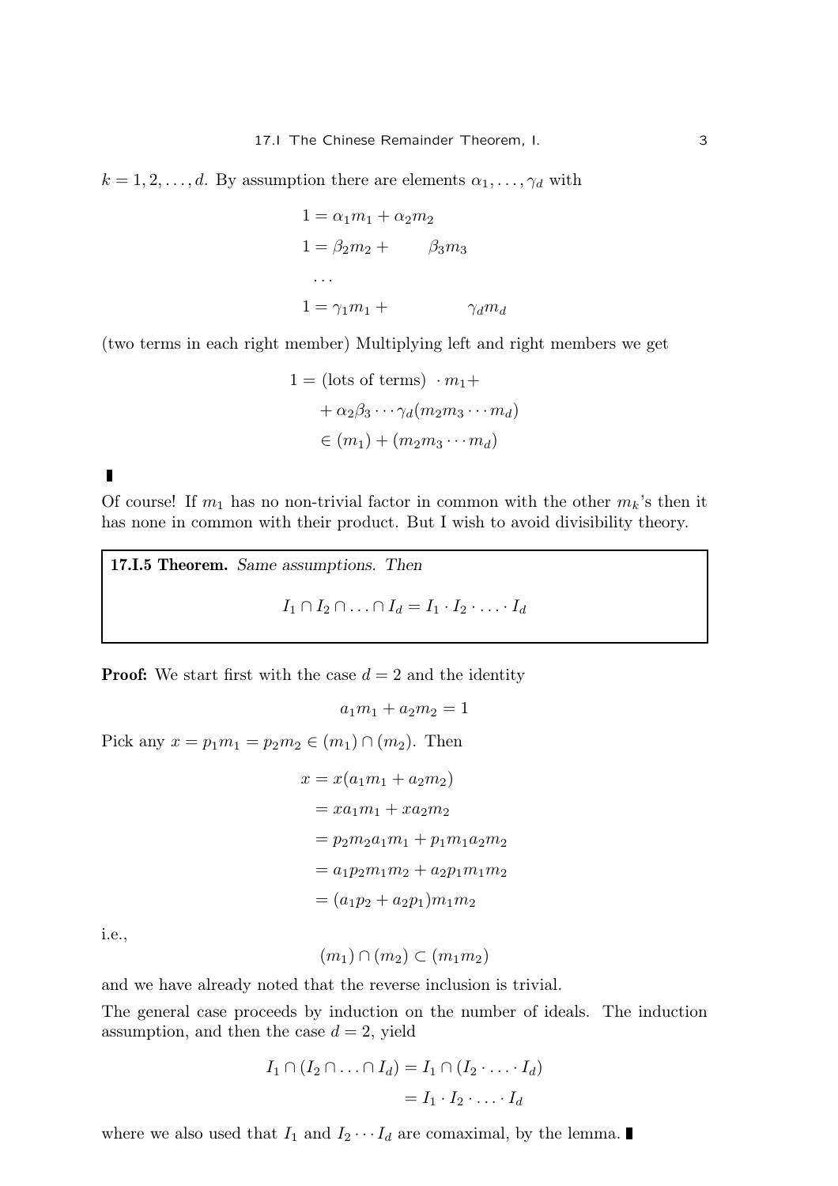$k = 1, 2, \ldots, d$. By assumption there are elements $\alpha_1, \ldots, \gamma_d$ with

$$\begin{aligned}
1 &= \alpha_1 m_1 + \alpha_2 m_2 \\
1 &= \beta_2 m_2 + \qquad \beta_3 m_3 \\
&\cdots \\
1 &= \gamma_1 m_1 + \qquad\qquad \gamma_d m_d
\end{aligned}$$

(two terms in each right member) Multiplying left and right members we get

$$\begin{aligned}
1 &= (\text{lots of terms}) \ \cdot m_1 + \\
&\quad + \alpha_2 \beta_3 \cdots \gamma_d (m_2 m_3 \cdots m_d) \\
&\in (m_1) + (m_2 m_3 \cdots m_d)
\end{aligned}$$

∎

Of course! If $m_1$ has no non-trivial factor in common with the other $m_k$'s then it has none in common with their product. But I wish to avoid divisibility theory.

**17.I.5 Theorem.** *Same assumptions. Then*

$$I_1 \cap I_2 \cap \ldots \cap I_d = I_1 \cdot I_2 \cdot \ldots \cdot I_d$$

**Proof:** We start first with the case $d = 2$ and the identity

$$a_1 m_1 + a_2 m_2 = 1$$

Pick any $x = p_1 m_1 = p_2 m_2 \in (m_1) \cap (m_2)$. Then

$$\begin{aligned}
x &= x(a_1 m_1 + a_2 m_2) \\
&= x a_1 m_1 + x a_2 m_2 \\
&= p_2 m_2 a_1 m_1 + p_1 m_1 a_2 m_2 \\
&= a_1 p_2 m_1 m_2 + a_2 p_1 m_1 m_2 \\
&= (a_1 p_2 + a_2 p_1) m_1 m_2
\end{aligned}$$

i.e.,

$$(m_1) \cap (m_2) \subset (m_1 m_2)$$

and we have already noted that the reverse inclusion is trivial.

The general case proceeds by induction on the number of ideals. The induction assumption, and then the case $d = 2$, yield

$$\begin{aligned}
I_1 \cap (I_2 \cap \ldots \cap I_d) &= I_1 \cap (I_2 \cdot \ldots \cdot I_d) \\
&= I_1 \cdot I_2 \cdot \ldots \cdot I_d
\end{aligned}$$

where we also used that $I_1$ and $I_2 \cdots I_d$ are comaximal, by the lemma. ∎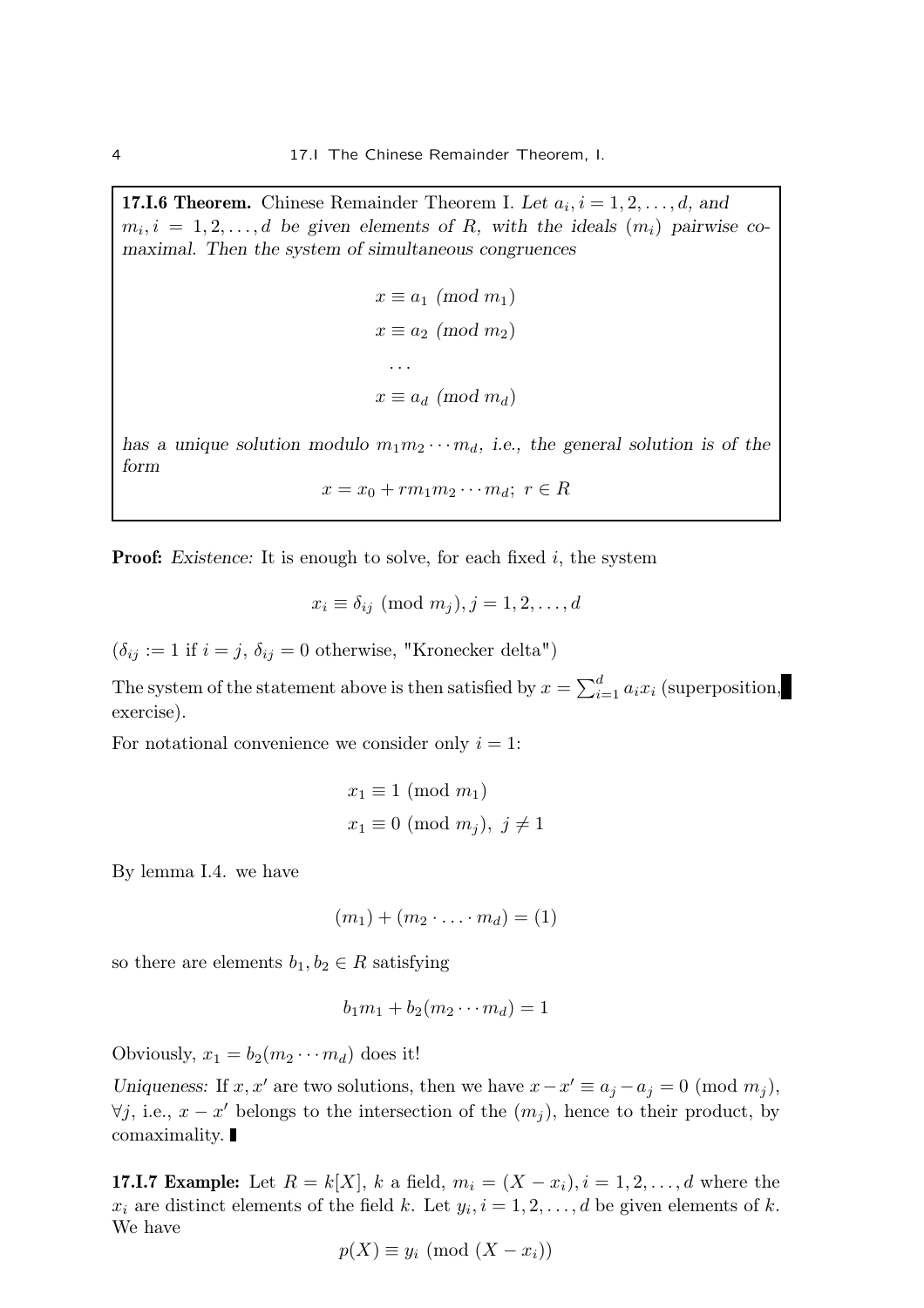**17.I.6 Theorem.** Chinese Remainder Theorem I. *Let $a_i, i = 1, 2, \ldots, d$, and $m_i, i = 1, 2, \ldots, d$ be given elements of $R$, with the ideals $(m_i)$ pairwise co-maximal. Then the system of simultaneous congruences*

$$x \equiv a_1 \ (mod\ m_1)$$
$$x \equiv a_2 \ (mod\ m_2)$$
$$\ldots$$
$$x \equiv a_d \ (mod\ m_d)$$

*has a unique solution modulo $m_1 m_2 \cdots m_d$, i.e., the general solution is of the form*

$$x = x_0 + r m_1 m_2 \cdots m_d;\ r \in R$$

**Proof:** *Existence:* It is enough to solve, for each fixed $i$, the system

$$x_i \equiv \delta_{ij} \ (\text{mod } m_j), j = 1, 2, \ldots, d$$

($\delta_{ij} := 1$ if $i = j$, $\delta_{ij} = 0$ otherwise, "Kronecker delta")

The system of the statement above is then satisfied by $x = \sum_{i=1}^{d} a_i x_i$ (superposition, exercise).

For notational convenience we consider only $i = 1$:

$$x_1 \equiv 1 \ (\text{mod } m_1)$$
$$x_1 \equiv 0 \ (\text{mod } m_j),\ j \neq 1$$

By lemma I.4. we have

$$(m_1) + (m_2 \cdot \ldots \cdot m_d) = (1)$$

so there are elements $b_1, b_2 \in R$ satisfying

$$b_1 m_1 + b_2 (m_2 \cdots m_d) = 1$$

Obviously, $x_1 = b_2(m_2 \cdots m_d)$ does it!

*Uniqueness:* If $x, x'$ are two solutions, then we have $x - x' \equiv a_j - a_j = 0 \ (\text{mod } m_j)$, $\forall j$, i.e., $x - x'$ belongs to the intersection of the $(m_j)$, hence to their product, by comaximality. ∎

**17.I.7 Example:** Let $R = k[X]$, $k$ a field, $m_i = (X - x_i), i = 1, 2, \ldots, d$ where the $x_i$ are distinct elements of the field $k$. Let $y_i, i = 1, 2, \ldots, d$ be given elements of $k$. We have

$$p(X) \equiv y_i \ (\text{mod } (X - x_i))$$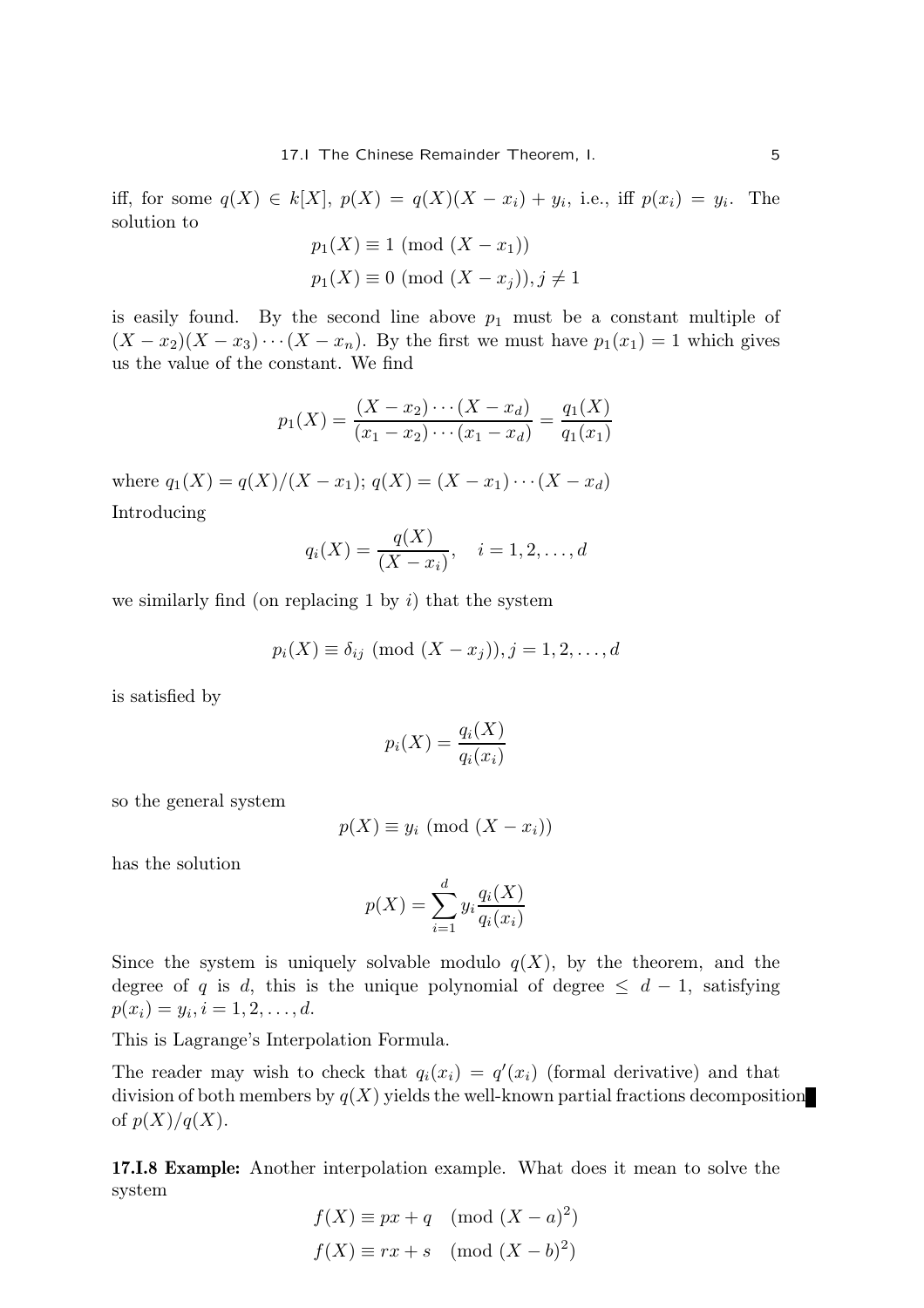iff, for some $q(X) \in k[X]$, $p(X) = q(X)(X - x_i) + y_i$, i.e., iff $p(x_i) = y_i$. The solution to

$$p_1(X) \equiv 1 \pmod{(X - x_1)}$$
$$p_1(X) \equiv 0 \pmod{(X - x_j)}, j \neq 1$$

is easily found. By the second line above $p_1$ must be a constant multiple of $(X - x_2)(X - x_3) \cdots (X - x_n)$. By the first we must have $p_1(x_1) = 1$ which gives us the value of the constant. We find

$$p_1(X) = \frac{(X - x_2) \cdots (X - x_d)}{(x_1 - x_2) \cdots (x_1 - x_d)} = \frac{q_1(X)}{q_1(x_1)}$$

where $q_1(X) = q(X)/(X - x_1)$; $q(X) = (X - x_1) \cdots (X - x_d)$

Introducing

$$q_i(X) = \frac{q(X)}{(X - x_i)}, \quad i = 1, 2, \ldots, d$$

we similarly find (on replacing 1 by $i$) that the system

$$p_i(X) \equiv \delta_{ij} \pmod{(X - x_j)}, j = 1, 2, \ldots, d$$

is satisfied by

$$p_i(X) = \frac{q_i(X)}{q_i(x_i)}$$

so the general system

$$p(X) \equiv y_i \pmod{(X - x_i)}$$

has the solution

$$p(X) = \sum_{i=1}^{d} y_i \frac{q_i(X)}{q_i(x_i)}$$

Since the system is uniquely solvable modulo $q(X)$, by the theorem, and the degree of $q$ is $d$, this is the unique polynomial of degree $\leq d - 1$, satisfying $p(x_i) = y_i, i = 1, 2, \ldots, d$.

This is Lagrange's Interpolation Formula.

The reader may wish to check that $q_i(x_i) = q'(x_i)$ (formal derivative) and that division of both members by $q(X)$ yields the well-known partial fractions decomposition of $p(X)/q(X)$.

**17.I.8 Example:** Another interpolation example. What does it mean to solve the system

$$f(X) \equiv px + q \pmod{(X - a)^2}$$
$$f(X) \equiv rx + s \pmod{(X - b)^2}$$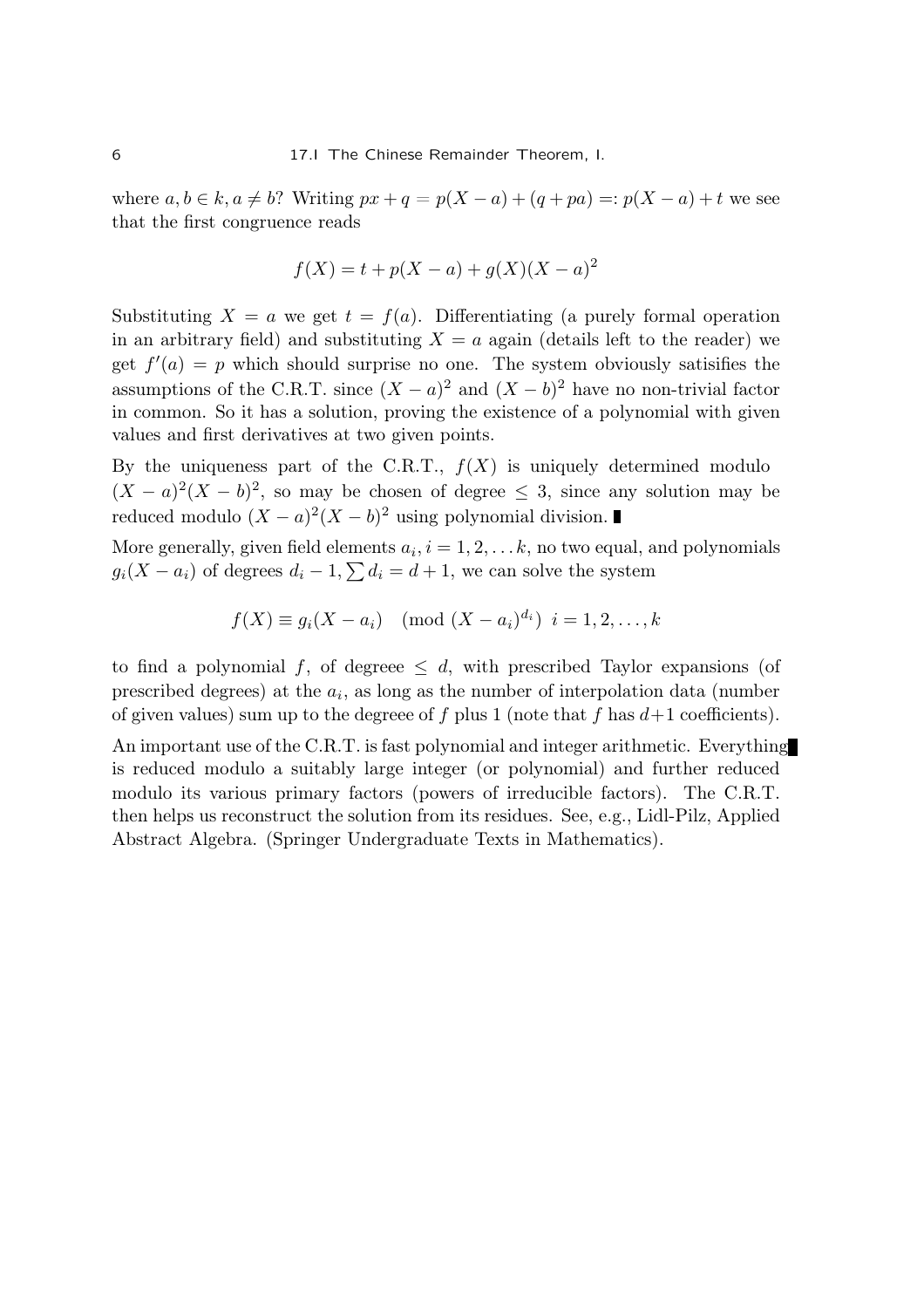where $a, b \in k, a \neq b$? Writing $px + q = p(X - a) + (q + pa) =: p(X - a) + t$ we see that the first congruence reads

$$f(X) = t + p(X - a) + g(X)(X - a)^2$$

Substituting $X = a$ we get $t = f(a)$. Differentiating (a purely formal operation in an arbitrary field) and substituting $X = a$ again (details left to the reader) we get $f'(a) = p$ which should surprise no one. The system obviously satisifies the assumptions of the C.R.T. since $(X - a)^2$ and $(X - b)^2$ have no non-trivial factor in common. So it has a solution, proving the existence of a polynomial with given values and first derivatives at two given points.

By the uniqueness part of the C.R.T., $f(X)$ is uniquely determined modulo $(X - a)^2(X - b)^2$, so may be chosen of degree $\leq 3$, since any solution may be reduced modulo $(X - a)^2(X - b)^2$ using polynomial division. ∎

More generally, given field elements $a_i, i = 1, 2, \ldots k$, no two equal, and polynomials $g_i(X - a_i)$ of degrees $d_i - 1, \sum d_i = d + 1$, we can solve the system

$$f(X) \equiv g_i(X - a_i) \pmod{(X - a_i)^{d_i}} \;\; i = 1, 2, \ldots, k$$

to find a polynomial $f$, of degreee $\leq d$, with prescribed Taylor expansions (of prescribed degrees) at the $a_i$, as long as the number of interpolation data (number of given values) sum up to the degreee of $f$ plus 1 (note that $f$ has $d+1$ coefficients).

An important use of the C.R.T. is fast polynomial and integer arithmetic. Everything is reduced modulo a suitably large integer (or polynomial) and further reduced modulo its various primary factors (powers of irreducible factors). The C.R.T. then helps us reconstruct the solution from its residues. See, e.g., Lidl-Pilz, Applied Abstract Algebra. (Springer Undergraduate Texts in Mathematics).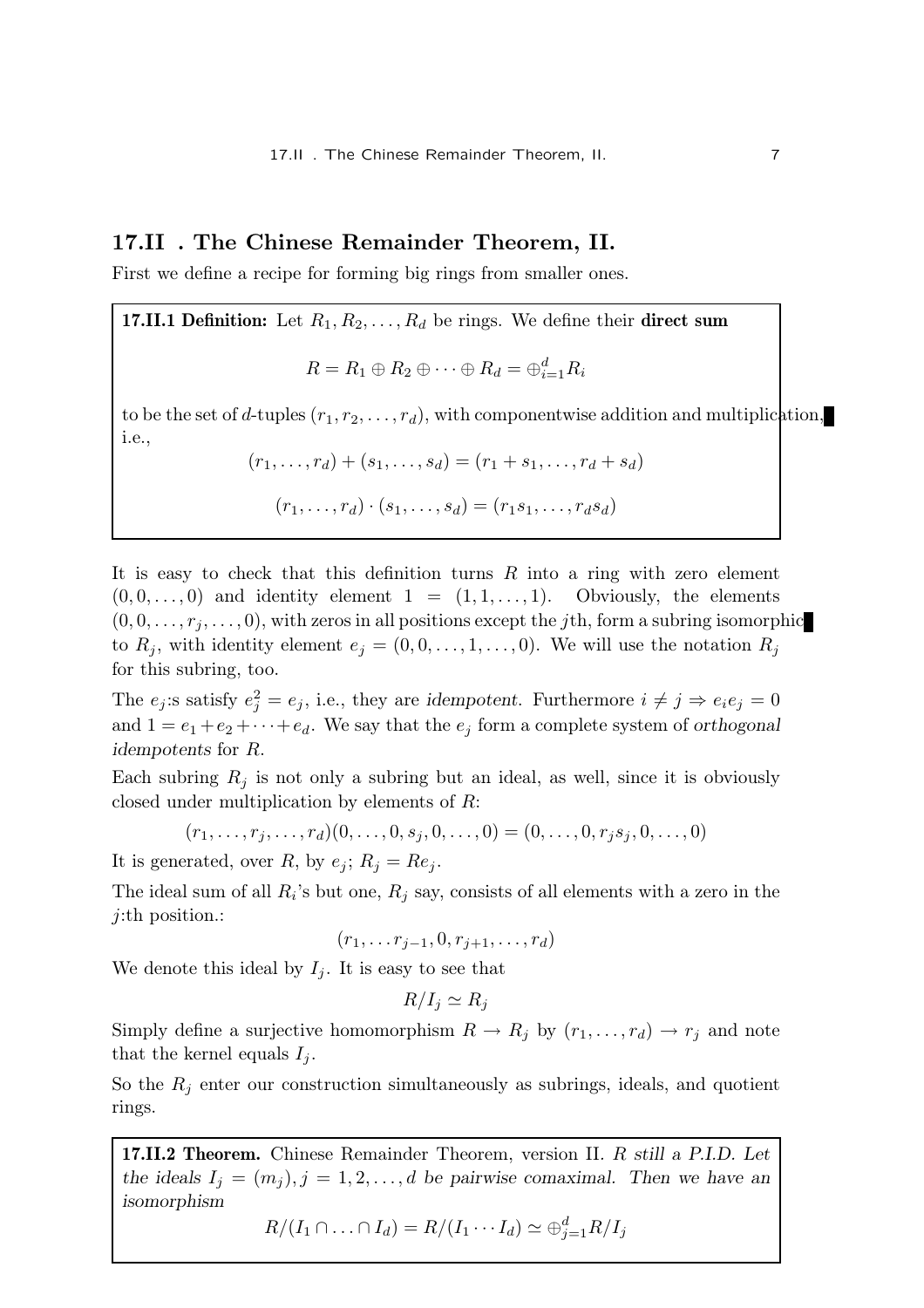## 17.II . The Chinese Remainder Theorem, II.

First we define a recipe for forming big rings from smaller ones.

**17.II.1 Definition:** Let $R_1, R_2, \ldots, R_d$ be rings. We define their **direct sum**

$$R = R_1 \oplus R_2 \oplus \cdots \oplus R_d = \oplus_{i=1}^d R_i$$

to be the set of $d$-tuples $(r_1, r_2, \ldots, r_d)$, with componentwise addition and multiplication, i.e.,

$$(r_1, \ldots, r_d) + (s_1, \ldots, s_d) = (r_1 + s_1, \ldots, r_d + s_d)$$

$$(r_1, \ldots, r_d) \cdot (s_1, \ldots, s_d) = (r_1 s_1, \ldots, r_d s_d)$$

It is easy to check that this definition turns $R$ into a ring with zero element $(0, 0, \ldots, 0)$ and identity element $1 = (1, 1, \ldots, 1)$. Obviously, the elements $(0, 0, \ldots, r_j, \ldots, 0)$, with zeros in all positions except the $j$th, form a subring isomorphic to $R_j$, with identity element $e_j = (0, 0, \ldots, 1, \ldots, 0)$. We will use the notation $R_j$ for this subring, too.

The $e_j$:s satisfy $e_j^2 = e_j$, i.e., they are *idempotent*. Furthermore $i \neq j \Rightarrow e_i e_j = 0$ and $1 = e_1 + e_2 + \cdots + e_d$. We say that the $e_j$ form a complete system of *orthogonal idempotents* for $R$.

Each subring $R_j$ is not only a subring but an ideal, as well, since it is obviously closed under multiplication by elements of $R$:

$$(r_1, \ldots, r_j, \ldots, r_d)(0, \ldots, 0, s_j, 0, \ldots, 0) = (0, \ldots, 0, r_j s_j, 0, \ldots, 0)$$

It is generated, over $R$, by $e_j$; $R_j = Re_j$.

The ideal sum of all $R_i$'s but one, $R_j$ say, consists of all elements with a zero in the $j$:th position.:

$$(r_1, \ldots r_{j-1}, 0, r_{j+1}, \ldots, r_d)$$

We denote this ideal by $I_j$. It is easy to see that

$$R/I_j \simeq R_j$$

Simply define a surjective homomorphism $R \to R_j$ by $(r_1, \ldots, r_d) \to r_j$ and note that the kernel equals $I_j$.

So the $R_j$ enter our construction simultaneously as subrings, ideals, and quotient rings.

**17.II.2 Theorem.** Chinese Remainder Theorem, version II. *$R$ still a P.I.D. Let the ideals $I_j = (m_j), j = 1, 2, \ldots, d$ be pairwise comaximal. Then we have an isomorphism*

$$R/(I_1 \cap \ldots \cap I_d) = R/(I_1 \cdots I_d) \simeq \oplus_{j=1}^d R/I_j$$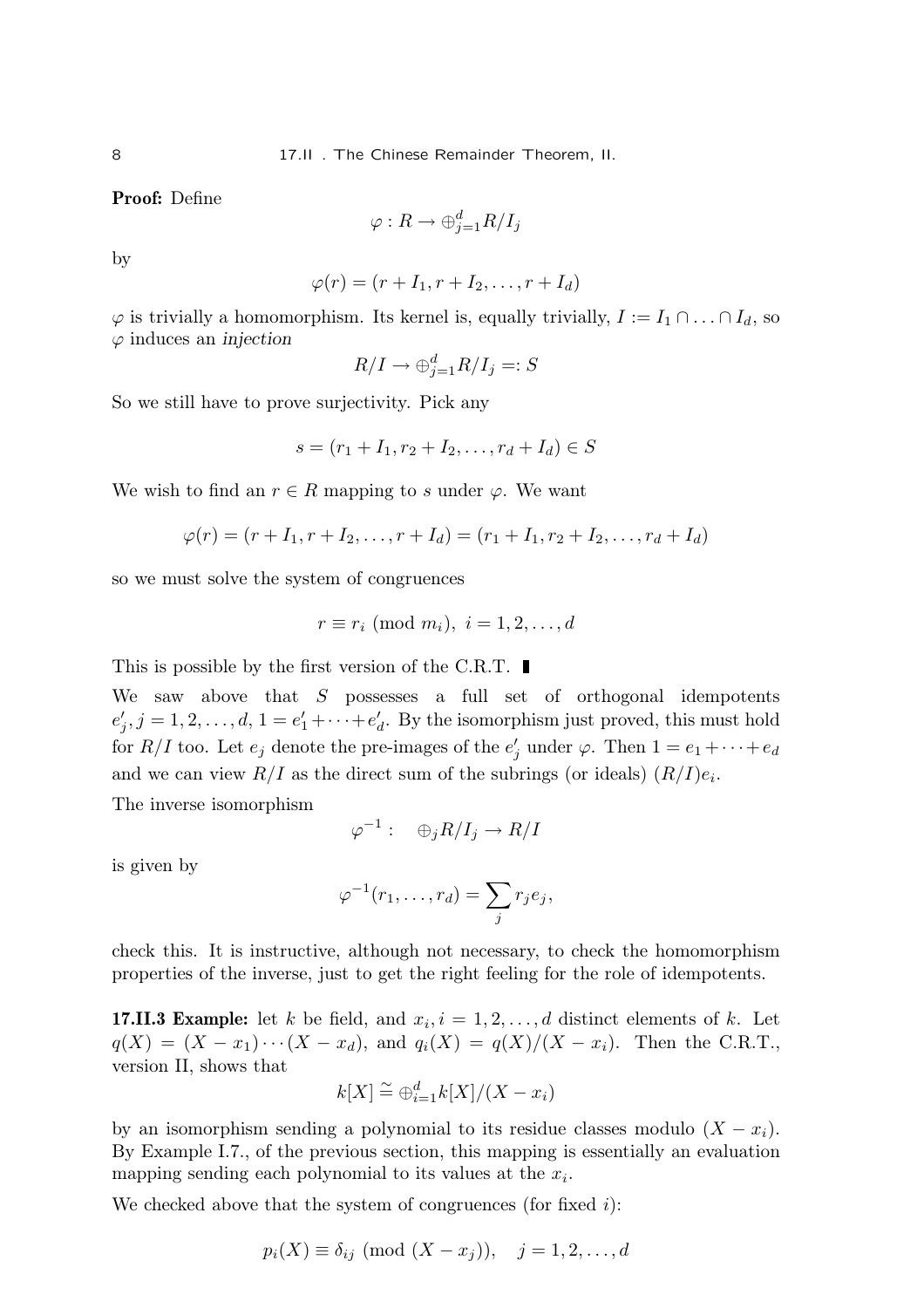**Proof:** Define

$$\varphi : R \to \oplus_{j=1}^{d} R/I_j$$

by

$$\varphi(r) = (r + I_1, r + I_2, \ldots, r + I_d)$$

$\varphi$ is trivially a homomorphism. Its kernel is, equally trivially, $I := I_1 \cap \ldots \cap I_d$, so $\varphi$ induces an *injection*

$$R/I \to \oplus_{j=1}^{d} R/I_j =: S$$

So we still have to prove surjectivity. Pick any

$$s = (r_1 + I_1, r_2 + I_2, \ldots, r_d + I_d) \in S$$

We wish to find an $r \in R$ mapping to $s$ under $\varphi$. We want

$$\varphi(r) = (r + I_1, r + I_2, \ldots, r + I_d) = (r_1 + I_1, r_2 + I_2, \ldots, r_d + I_d)$$

so we must solve the system of congruences

$$r \equiv r_i \pmod{m_i},\ i = 1, 2, \ldots, d$$

This is possible by the first version of the C.R.T. ∎

We saw above that $S$ possesses a full set of orthogonal idempotents $e'_j, j = 1, 2, \ldots, d$, $1 = e'_1 + \cdots + e'_d$. By the isomorphism just proved, this must hold for $R/I$ too. Let $e_j$ denote the pre-images of the $e'_j$ under $\varphi$. Then $1 = e_1 + \cdots + e_d$ and we can view $R/I$ as the direct sum of the subrings (or ideals) $(R/I)e_i$.

The inverse isomorphism

$$\varphi^{-1} : \quad \oplus_j R/I_j \to R/I$$

is given by

$$\varphi^{-1}(r_1, \ldots, r_d) = \sum_j r_j e_j,$$

check this. It is instructive, although not necessary, to check the homomorphism properties of the inverse, just to get the right feeling for the role of idempotents.

**17.II.3 Example:** let $k$ be field, and $x_i, i = 1, 2, \ldots, d$ distinct elements of $k$. Let $q(X) = (X - x_1) \cdots (X - x_d)$, and $q_i(X) = q(X)/(X - x_i)$. Then the C.R.T., version II, shows that

$$k[X] \cong \oplus_{i=1}^{d} k[X]/(X - x_i)$$

by an isomorphism sending a polynomial to its residue classes modulo $(X - x_i)$. By Example I.7., of the previous section, this mapping is essentially an evaluation mapping sending each polynomial to its values at the $x_i$.

We checked above that the system of congruences (for fixed $i$):

$$p_i(X) \equiv \delta_{ij} \pmod{(X - x_j)}, \quad j = 1, 2, \ldots, d$$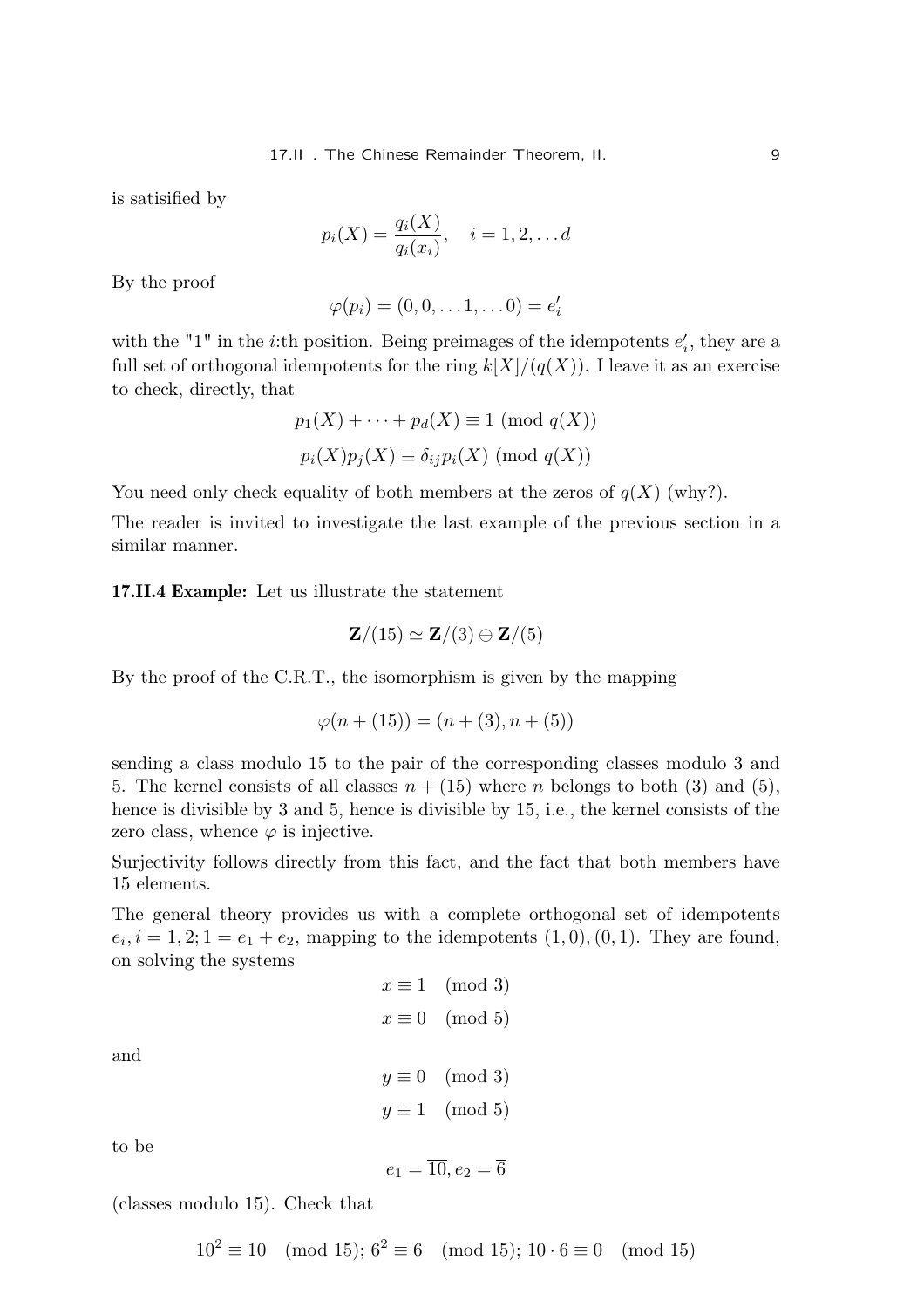is satisified by

$$p_i(X) = \frac{q_i(X)}{q_i(x_i)}, \quad i = 1, 2, \dots d$$

By the proof

$$\varphi(p_i) = (0, 0, \dots 1, \dots 0) = e'_i$$

with the "1" in the $i$:th position. Being preimages of the idempotents $e'_i$, they are a full set of orthogonal idempotents for the ring $k[X]/(q(X))$. I leave it as an exercise to check, directly, that

$$p_1(X) + \cdots + p_d(X) \equiv 1 \pmod{q(X)}$$

$$p_i(X)p_j(X) \equiv \delta_{ij} p_i(X) \pmod{q(X)}$$

You need only check equality of both members at the zeros of $q(X)$ (why?).

The reader is invited to investigate the last example of the previous section in a similar manner.

**17.II.4 Example:** Let us illustrate the statement

$$\mathbf{Z}/(15) \simeq \mathbf{Z}/(3) \oplus \mathbf{Z}/(5)$$

By the proof of the C.R.T., the isomorphism is given by the mapping

$$\varphi(n + (15)) = (n + (3), n + (5))$$

sending a class modulo 15 to the pair of the corresponding classes modulo 3 and 5. The kernel consists of all classes $n + (15)$ where $n$ belongs to both (3) and (5), hence is divisible by 3 and 5, hence is divisible by 15, i.e., the kernel consists of the zero class, whence $\varphi$ is injective.

Surjectivity follows directly from this fact, and the fact that both members have 15 elements.

The general theory provides us with a complete orthogonal set of idempotents $e_i, i = 1, 2; 1 = e_1 + e_2$, mapping to the idempotents $(1, 0), (0, 1)$. They are found, on solving the systems

$$x \equiv 1 \pmod 3$$

$$x \equiv 0 \pmod 5$$

and

$$y \equiv 0 \pmod 3$$

$$y \equiv 1 \pmod 5$$

to be

$$e_1 = \overline{10}, e_2 = \overline{6}$$

(classes modulo 15). Check that

$$10^2 \equiv 10 \pmod{15};\ 6^2 \equiv 6 \pmod{15};\ 10 \cdot 6 \equiv 0 \pmod{15}$$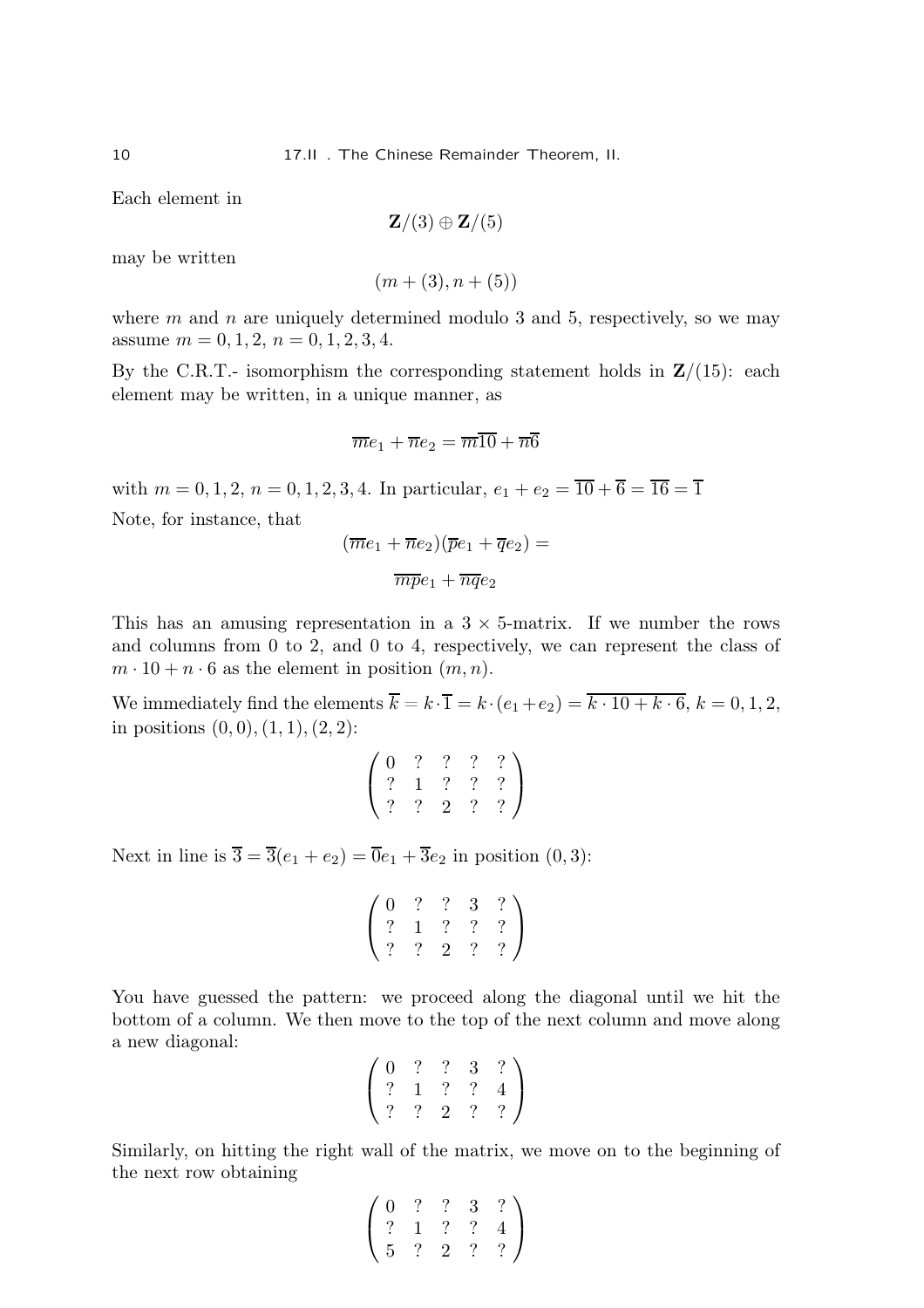Each element in

$$\mathbf{Z}/(3) \oplus \mathbf{Z}/(5)$$

may be written

$$(m + (3), n + (5))$$

where $m$ and $n$ are uniquely determined modulo 3 and 5, respectively, so we may assume $m = 0, 1, 2,\ n = 0, 1, 2, 3, 4$.

By the C.R.T.- isomorphism the corresponding statement holds in $\mathbf{Z}/(15)$: each element may be written, in a unique manner, as

$$\overline{m}e_1 + \overline{n}e_2 = \overline{m}\overline{10} + \overline{n}\overline{6}$$

with $m = 0, 1, 2,\ n = 0, 1, 2, 3, 4$. In particular, $e_1 + e_2 = \overline{10} + \overline{6} = \overline{16} = \overline{1}$

Note, for instance, that

$$(\overline{m}e_1 + \overline{n}e_2)(\overline{p}e_1 + \overline{q}e_2) =$$

$$\overline{mp}e_1 + \overline{nq}e_2$$

This has an amusing representation in a $3 \times 5$-matrix. If we number the rows and columns from 0 to 2, and 0 to 4, respectively, we can represent the class of $m \cdot 10 + n \cdot 6$ as the element in position $(m, n)$.

We immediately find the elements $\overline{k} = k \cdot \overline{1} = k \cdot (e_1 + e_2) = \overline{k \cdot 10 + k \cdot 6}$, $k = 0, 1, 2$, in positions $(0, 0), (1, 1), (2, 2)$:

$$\begin{pmatrix} 0 & ? & ? & ? & ? \\ ? & 1 & ? & ? & ? \\ ? & ? & 2 & ? & ? \end{pmatrix}$$

Next in line is $\overline{3} = \overline{3}(e_1 + e_2) = \overline{0}e_1 + \overline{3}e_2$ in position $(0, 3)$:

$$\begin{pmatrix} 0 & ? & ? & 3 & ? \\ ? & 1 & ? & ? & ? \\ ? & ? & 2 & ? & ? \end{pmatrix}$$

You have guessed the pattern: we proceed along the diagonal until we hit the bottom of a column. We then move to the top of the next column and move along a new diagonal:

$$\begin{pmatrix} 0 & ? & ? & 3 & ? \\ ? & 1 & ? & ? & 4 \\ ? & ? & 2 & ? & ? \end{pmatrix}$$

Similarly, on hitting the right wall of the matrix, we move on to the beginning of the next row obtaining

$$\begin{pmatrix} 0 & ? & ? & 3 & ? \\ ? & 1 & ? & ? & 4 \\ 5 & ? & 2 & ? & ? \end{pmatrix}$$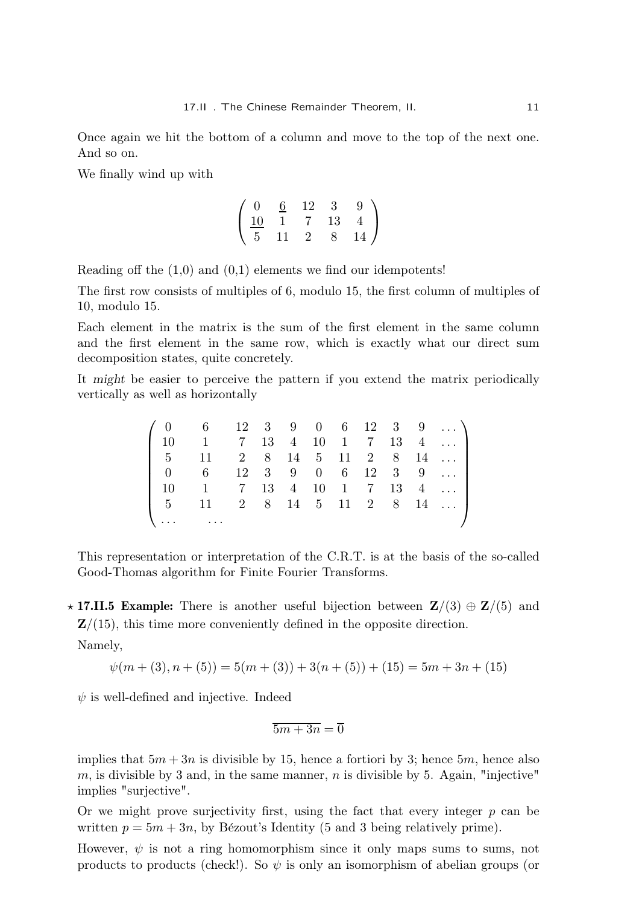Once again we hit the bottom of a column and move to the top of the next one. And so on.

We finally wind up with

$$\begin{pmatrix} 0 & \underline{6} & 12 & 3 & 9 \\ \underline{10} & 1 & 7 & 13 & 4 \\ 5 & 11 & 2 & 8 & 14 \end{pmatrix}$$

Reading off the (1,0) and (0,1) elements we find our idempotents!

The first row consists of multiples of 6, modulo 15, the first column of multiples of 10, modulo 15.

Each element in the matrix is the sum of the first element in the same column and the first element in the same row, which is exactly what our direct sum decomposition states, quite concretely.

It *might* be easier to perceive the pattern if you extend the matrix periodically vertically as well as horizontally

$$\begin{pmatrix} 0 & 6 & 12 & 3 & 9 & 0 & 6 & 12 & 3 & 9 & \dots \\ 10 & 1 & 7 & 13 & 4 & 10 & 1 & 7 & 13 & 4 & \dots \\ 5 & 11 & 2 & 8 & 14 & 5 & 11 & 2 & 8 & 14 & \dots \\ 0 & 6 & 12 & 3 & 9 & 0 & 6 & 12 & 3 & 9 & \dots \\ 10 & 1 & 7 & 13 & 4 & 10 & 1 & 7 & 13 & 4 & \dots \\ 5 & 11 & 2 & 8 & 14 & 5 & 11 & 2 & 8 & 14 & \dots \\ \dots & \dots & & & & & & & & & \end{pmatrix}$$

This representation or interpretation of the C.R.T. is at the basis of the so-called Good-Thomas algorithm for Finite Fourier Transforms.

$\star$ **17.II.5 Example:** There is another useful bijection between $\mathbf{Z}/(3) \oplus \mathbf{Z}/(5)$ and $\mathbf{Z}/(15)$, this time more conveniently defined in the opposite direction.

Namely,

$$\psi(m + (3), n + (5)) = 5(m + (3)) + 3(n + (5)) + (15) = 5m + 3n + (15)$$

$\psi$ is well-defined and injective. Indeed

$$\overline{5m + 3n} = \overline{0}$$

implies that $5m + 3n$ is divisible by 15, hence a fortiori by 3; hence $5m$, hence also $m$, is divisible by 3 and, in the same manner, $n$ is divisible by 5. Again, "injective" implies "surjective".

Or we might prove surjectivity first, using the fact that every integer $p$ can be written $p = 5m + 3n$, by Bézout's Identity (5 and 3 being relatively prime).

However, $\psi$ is not a ring homomorphism since it only maps sums to sums, not products to products (check!). So $\psi$ is only an isomorphism of abelian groups (or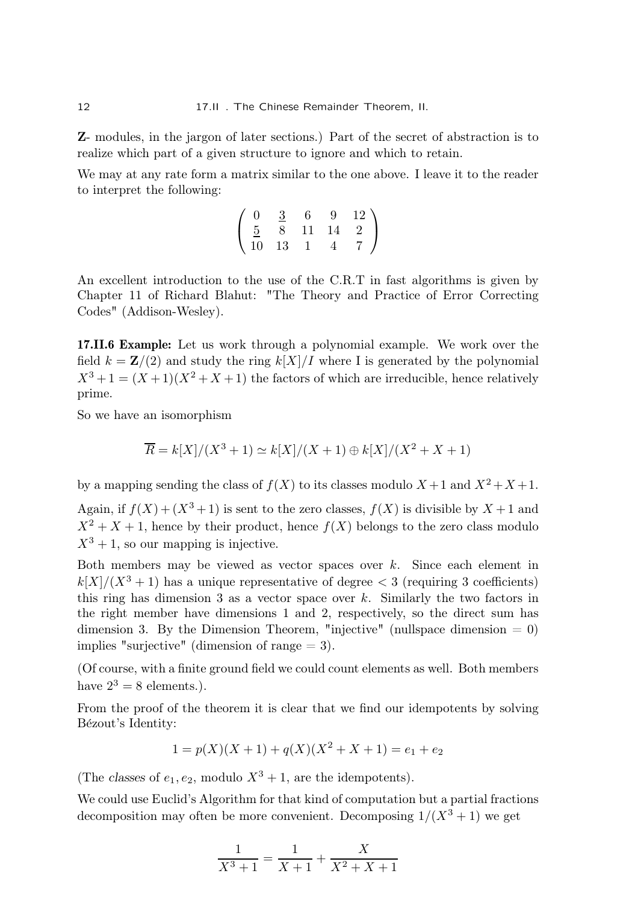**Z**- modules, in the jargon of later sections.) Part of the secret of abstraction is to realize which part of a given structure to ignore and which to retain.

We may at any rate form a matrix similar to the one above. I leave it to the reader to interpret the following:

$$\begin{pmatrix} 0 & \underline{3} & 6 & 9 & 12 \\ \underline{5} & 8 & 11 & 14 & 2 \\ 10 & 13 & 1 & 4 & 7 \end{pmatrix}$$

An excellent introduction to the use of the C.R.T in fast algorithms is given by Chapter 11 of Richard Blahut: "The Theory and Practice of Error Correcting Codes" (Addison-Wesley).

**17.II.6 Example:** Let us work through a polynomial example. We work over the field $k = \mathbf{Z}/(2)$ and study the ring $k[X]/I$ where I is generated by the polynomial $X^3+1 = (X+1)(X^2+X+1)$ the factors of which are irreducible, hence relatively prime.

So we have an isomorphism

$$\overline{R} = k[X]/(X^3+1) \simeq k[X]/(X+1) \oplus k[X]/(X^2+X+1)$$

by a mapping sending the class of $f(X)$ to its classes modulo $X+1$ and $X^2+X+1$.

Again, if $f(X)+(X^3+1)$ is sent to the zero classes, $f(X)$ is divisible by $X+1$ and $X^2+X+1$, hence by their product, hence $f(X)$ belongs to the zero class modulo $X^3+1$, so our mapping is injective.

Both members may be viewed as vector spaces over $k$. Since each element in $k[X]/(X^3+1)$ has a unique representative of degree $< 3$ (requiring 3 coefficients) this ring has dimension 3 as a vector space over $k$. Similarly the two factors in the right member have dimensions 1 and 2, respectively, so the direct sum has dimension 3. By the Dimension Theorem, "injective" (nullspace dimension $= 0$) implies "surjective" (dimension of range $= 3$).

(Of course, with a finite ground field we could count elements as well. Both members have $2^3 = 8$ elements.).

From the proof of the theorem it is clear that we find our idempotents by solving Bézout's Identity:

$$1 = p(X)(X+1) + q(X)(X^2+X+1) = e_1 + e_2$$

(The *classes* of $e_1, e_2$, modulo $X^3+1$, are the idempotents).

We could use Euclid's Algorithm for that kind of computation but a partial fractions decomposition may often be more convenient. Decomposing $1/(X^3+1)$ we get

$$\frac{1}{X^3+1} = \frac{1}{X+1} + \frac{X}{X^2+X+1}$$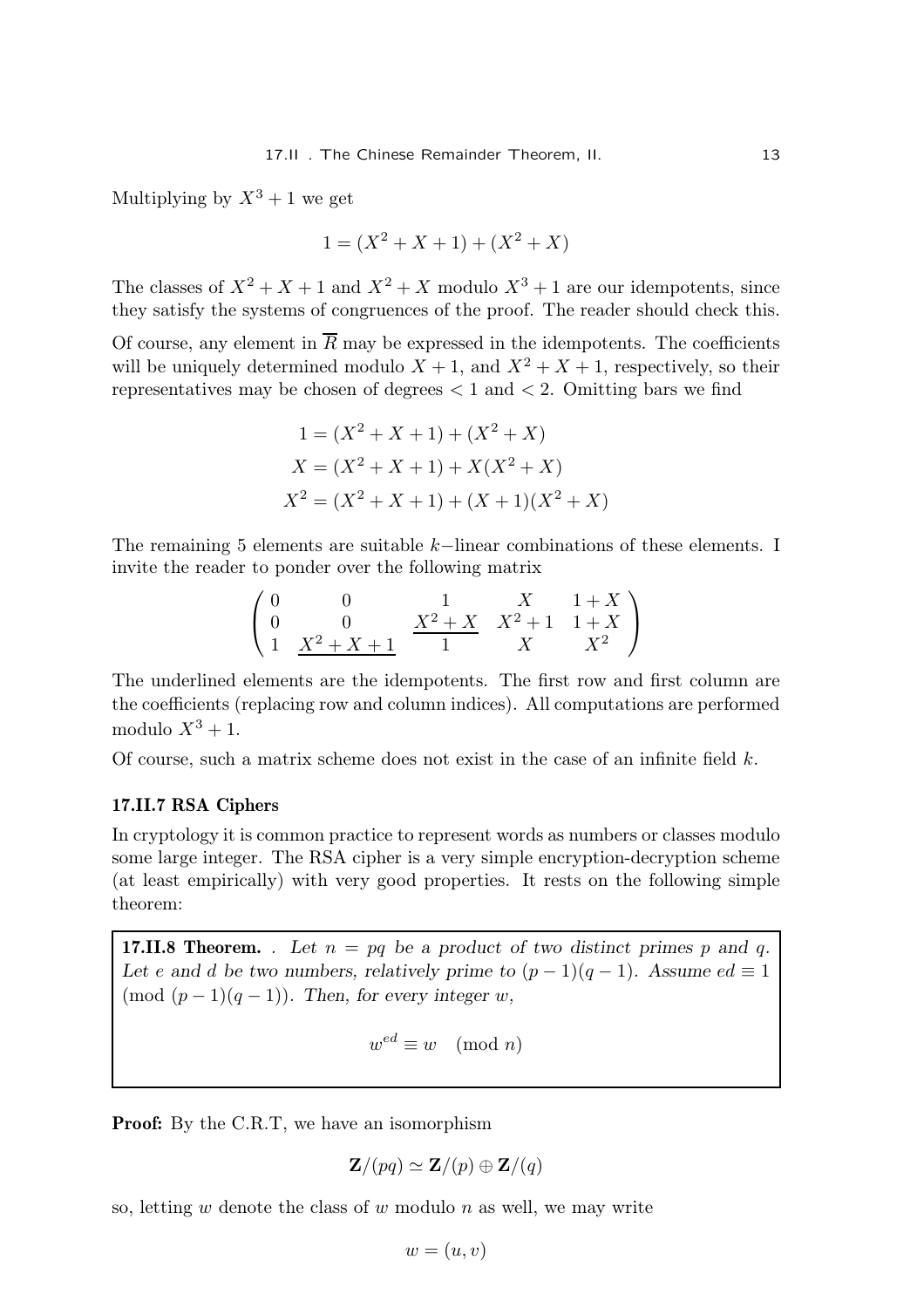Multiplying by $X^3 + 1$ we get

$$1 = (X^2 + X + 1) + (X^2 + X)$$

The classes of $X^2 + X + 1$ and $X^2 + X$ modulo $X^3 + 1$ are our idempotents, since they satisfy the systems of congruences of the proof. The reader should check this.

Of course, any element in $\overline{R}$ may be expressed in the idempotents. The coefficients will be uniquely determined modulo $X + 1$, and $X^2 + X + 1$, respectively, so their representatives may be chosen of degrees $< 1$ and $< 2$. Omitting bars we find

$$\begin{aligned}
1 &= (X^2 + X + 1) + (X^2 + X) \\
X &= (X^2 + X + 1) + X(X^2 + X) \\
X^2 &= (X^2 + X + 1) + (X + 1)(X^2 + X)
\end{aligned}$$

The remaining 5 elements are suitable $k-$linear combinations of these elements. I invite the reader to ponder over the following matrix

$$\begin{pmatrix}
0 & 0 & 1 & X & 1+X \\
0 & 0 & \underline{X^2+X} & X^2+1 & 1+X \\
1 & \underline{X^2+X+1} & 1 & X & X^2
\end{pmatrix}$$

The underlined elements are the idempotents. The first row and first column are the coefficients (replacing row and column indices). All computations are performed modulo $X^3 + 1$.

Of course, such a matrix scheme does not exist in the case of an infinite field $k$.

### 17.II.7 RSA Ciphers

In cryptology it is common practice to represent words as numbers or classes modulo some large integer. The RSA cipher is a very simple encryption-decryption scheme (at least empirically) with very good properties. It rests on the following simple theorem:

**17.II.8 Theorem.** . *Let $n = pq$ be a product of two distinct primes $p$ and $q$. Let $e$ and $d$ be two numbers, relatively prime to $(p-1)(q-1)$. Assume $ed \equiv 1 \pmod{(p-1)(q-1)}$. Then, for every integer $w$,*

$$w^{ed} \equiv w \pmod{n}$$

**Proof:** By the C.R.T, we have an isomorphism

$$\mathbf{Z}/(pq) \simeq \mathbf{Z}/(p) \oplus \mathbf{Z}/(q)$$

so, letting $w$ denote the class of $w$ modulo $n$ as well, we may write

$$w = (u, v)$$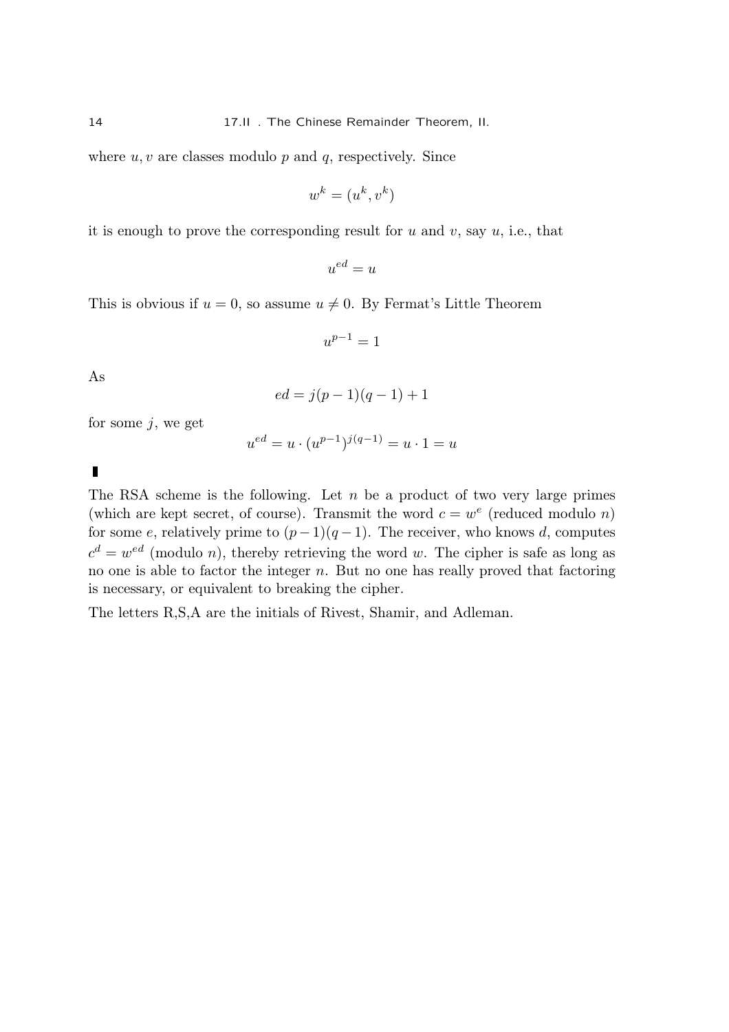where $u, v$ are classes modulo $p$ and $q$, respectively. Since

$$w^k = (u^k, v^k)$$

it is enough to prove the corresponding result for $u$ and $v$, say $u$, i.e., that

$$u^{ed} = u$$

This is obvious if $u = 0$, so assume $u \neq 0$. By Fermat's Little Theorem

$$u^{p-1} = 1$$

As

$$ed = j(p-1)(q-1) + 1$$

for some $j$, we get

$$u^{ed} = u \cdot (u^{p-1})^{j(q-1)} = u \cdot 1 = u$$

∎

The RSA scheme is the following. Let $n$ be a product of two very large primes (which are kept secret, of course). Transmit the word $c = w^e$ (reduced modulo $n$) for some $e$, relatively prime to $(p-1)(q-1)$. The receiver, who knows $d$, computes $c^d = w^{ed}$ (modulo $n$), thereby retrieving the word $w$. The cipher is safe as long as no one is able to factor the integer $n$. But no one has really proved that factoring is necessary, or equivalent to breaking the cipher.

The letters R,S,A are the initials of Rivest, Shamir, and Adleman.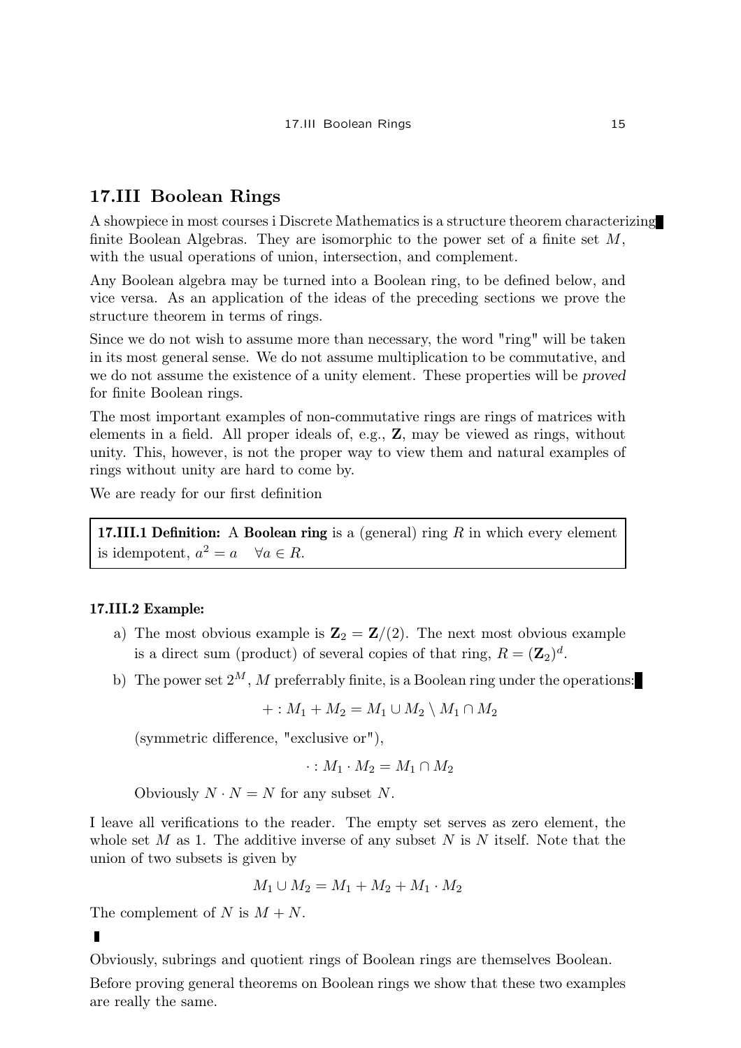## 17.III Boolean Rings

A showpiece in most courses i Discrete Mathematics is a structure theorem characterizing finite Boolean Algebras. They are isomorphic to the power set of a finite set $M$, with the usual operations of union, intersection, and complement.

Any Boolean algebra may be turned into a Boolean ring, to be defined below, and vice versa. As an application of the ideas of the preceding sections we prove the structure theorem in terms of rings.

Since we do not wish to assume more than necessary, the word "ring" will be taken in its most general sense. We do not assume multiplication to be commutative, and we do not assume the existence of a unity element. These properties will be *proved* for finite Boolean rings.

The most important examples of non-commutative rings are rings of matrices with elements in a field. All proper ideals of, e.g., $\mathbf{Z}$, may be viewed as rings, without unity. This, however, is not the proper way to view them and natural examples of rings without unity are hard to come by.

We are ready for our first definition

**17.III.1 Definition:** A **Boolean ring** is a (general) ring $R$ in which every element is idempotent, $a^2 = a \quad \forall a \in R$.

**17.III.2 Example:**

a) The most obvious example is $\mathbf{Z}_2 = \mathbf{Z}/(2)$. The next most obvious example is a direct sum (product) of several copies of that ring, $R = (\mathbf{Z}_2)^d$.

b) The power set $2^M$, $M$ preferrably finite, is a Boolean ring under the operations:

$$+ : M_1 + M_2 = M_1 \cup M_2 \setminus M_1 \cap M_2$$

(symmetric difference, "exclusive or"),

$$\cdot : M_1 \cdot M_2 = M_1 \cap M_2$$

Obviously $N \cdot N = N$ for any subset $N$.

I leave all verifications to the reader. The empty set serves as zero element, the whole set $M$ as 1. The additive inverse of any subset $N$ is $N$ itself. Note that the union of two subsets is given by

$$M_1 \cup M_2 = M_1 + M_2 + M_1 \cdot M_2$$

The complement of $N$ is $M + N$.

∎

Obviously, subrings and quotient rings of Boolean rings are themselves Boolean.

Before proving general theorems on Boolean rings we show that these two examples are really the same.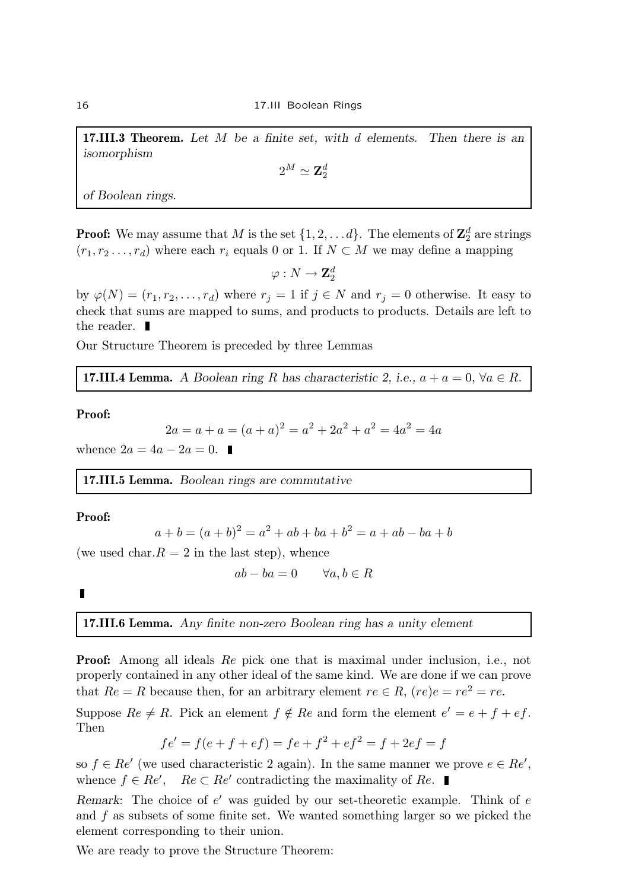**17.III.3 Theorem.** *Let $M$ be a finite set, with $d$ elements. Then there is an isomorphism*

$$2^M \simeq \mathbf{Z}_2^d$$

*of Boolean rings.*

**Proof:** We may assume that $M$ is the set $\{1, 2, \ldots d\}$. The elements of $\mathbf{Z}_2^d$ are strings $(r_1, r_2 \ldots, r_d)$ where each $r_i$ equals 0 or 1. If $N \subset M$ we may define a mapping

$$\varphi : N \to \mathbf{Z}_2^d$$

by $\varphi(N) = (r_1, r_2, \ldots, r_d)$ where $r_j = 1$ if $j \in N$ and $r_j = 0$ otherwise. It easy to check that sums are mapped to sums, and products to products. Details are left to the reader. ∎

Our Structure Theorem is preceded by three Lemmas

**17.III.4 Lemma.** *A Boolean ring $R$ has characteristic 2, i.e., $a + a = 0$, $\forall a \in R$.*

**Proof:**

$$2a = a + a = (a + a)^2 = a^2 + 2a^2 + a^2 = 4a^2 = 4a$$

whence $2a = 4a - 2a = 0$. ∎

**17.III.5 Lemma.** *Boolean rings are commutative*

**Proof:**

$$a + b = (a + b)^2 = a^2 + ab + ba + b^2 = a + ab - ba + b$$

(we used char.$R = 2$ in the last step), whence

$$ab - ba = 0 \qquad \forall a, b \in R$$

∎

**17.III.6 Lemma.** *Any finite non-zero Boolean ring has a unity element*

**Proof:** Among all ideals $Re$ pick one that is maximal under inclusion, i.e., not properly contained in any other ideal of the same kind. We are done if we can prove that $Re = R$ because then, for an arbitrary element $re \in R$, $(re)e = re^2 = re$.

Suppose $Re \neq R$. Pick an element $f \notin Re$ and form the element $e' = e + f + ef$. Then

$$fe' = f(e + f + ef) = fe + f^2 + ef^2 = f + 2ef = f$$

so $f \in Re'$ (we used characteristic 2 again). In the same manner we prove $e \in Re'$, whence $f \in Re'$, $\quad Re \subset Re'$ contradicting the maximality of $Re$. ∎

*Remark*: The choice of $e'$ was guided by our set-theoretic example. Think of $e$ and $f$ as subsets of some finite set. We wanted something larger so we picked the element corresponding to their union.

We are ready to prove the Structure Theorem: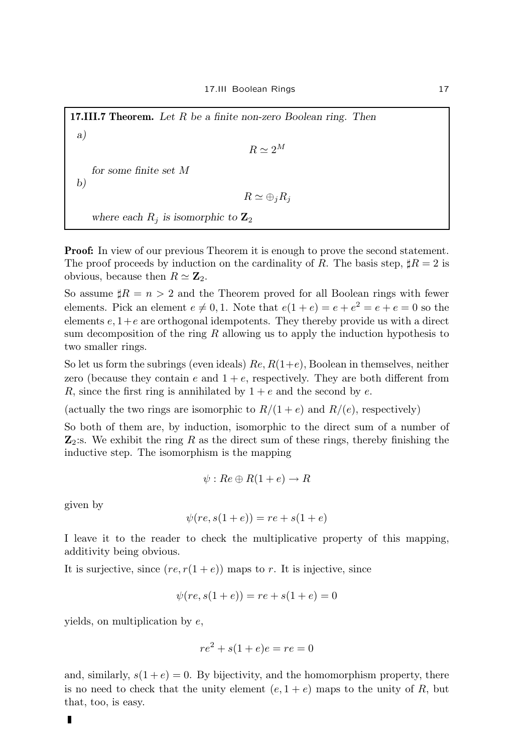**17.III.7 Theorem.** *Let $R$ be a finite non-zero Boolean ring. Then*

*a)*

$$R \simeq 2^M$$

*for some finite set $M$*

*b)*

$$R \simeq \oplus_j R_j$$

*where each $R_j$ is isomorphic to $\mathbf{Z}_2$*

**Proof:** In view of our previous Theorem it is enough to prove the second statement. The proof proceeds by induction on the cardinality of $R$. The basis step, $\sharp R = 2$ is obvious, because then $R \simeq \mathbf{Z}_2$.

So assume $\sharp R = n > 2$ and the Theorem proved for all Boolean rings with fewer elements. Pick an element $e \neq 0, 1$. Note that $e(1+e) = e + e^2 = e + e = 0$ so the elements $e, 1+e$ are orthogonal idempotents. They thereby provide us with a direct sum decomposition of the ring $R$ allowing us to apply the induction hypothesis to two smaller rings.

So let us form the subrings (even ideals) $Re, R(1+e)$, Boolean in themselves, neither zero (because they contain $e$ and $1+e$, respectively. They are both different from $R$, since the first ring is annihilated by $1+e$ and the second by $e$.

(actually the two rings are isomorphic to $R/(1+e)$ and $R/(e)$, respectively)

So both of them are, by induction, isomorphic to the direct sum of a number of $\mathbf{Z}_2$:s. We exhibit the ring $R$ as the direct sum of these rings, thereby finishing the inductive step. The isomorphism is the mapping

$$\psi : Re \oplus R(1+e) \to R$$

given by

$$\psi(re, s(1+e)) = re + s(1+e)$$

I leave it to the reader to check the multiplicative property of this mapping, additivity being obvious.

It is surjective, since $(re, r(1+e))$ maps to $r$. It is injective, since

$$\psi(re, s(1+e)) = re + s(1+e) = 0$$

yields, on multiplication by $e$,

$$re^2 + s(1+e)e = re = 0$$

and, similarly, $s(1+e) = 0$. By bijectivity, and the homomorphism property, there is no need to check that the unity element $(e, 1+e)$ maps to the unity of $R$, but that, too, is easy.

∎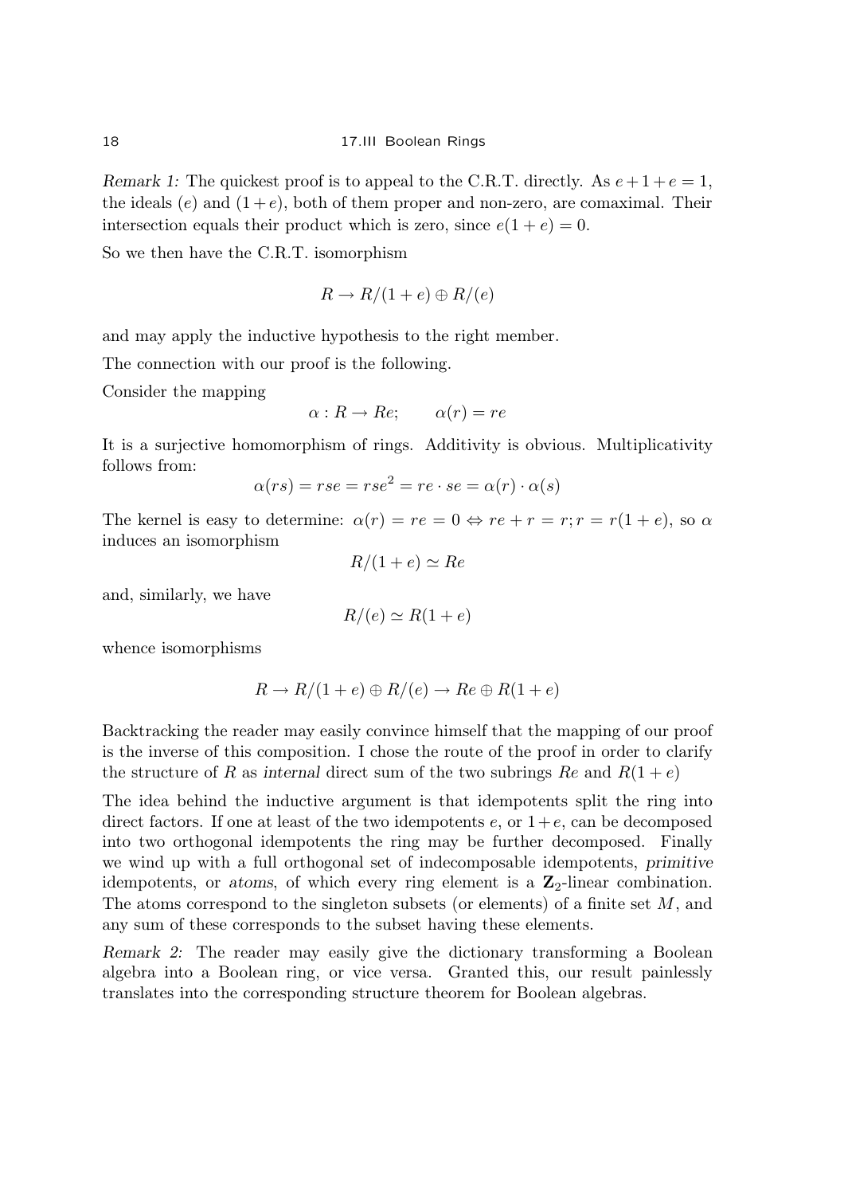*Remark 1:* The quickest proof is to appeal to the C.R.T. directly. As $e + 1 + e = 1$, the ideals $(e)$ and $(1 + e)$, both of them proper and non-zero, are comaximal. Their intersection equals their product which is zero, since $e(1 + e) = 0$.

So we then have the C.R.T. isomorphism

$$R \to R/(1 + e) \oplus R/(e)$$

and may apply the inductive hypothesis to the right member.

The connection with our proof is the following.

Consider the mapping

$$\alpha : R \to Re; \qquad \alpha(r) = re$$

It is a surjective homomorphism of rings. Additivity is obvious. Multiplicativity follows from:

$$\alpha(rs) = rse = rse^2 = re \cdot se = \alpha(r) \cdot \alpha(s)$$

The kernel is easy to determine: $\alpha(r) = re = 0 \Leftrightarrow re + r = r; r = r(1 + e)$, so $\alpha$ induces an isomorphism

$$R/(1 + e) \simeq Re$$

and, similarly, we have

$$R/(e) \simeq R(1 + e)$$

whence isomorphisms

$$R \to R/(1 + e) \oplus R/(e) \to Re \oplus R(1 + e)$$

Backtracking the reader may easily convince himself that the mapping of our proof is the inverse of this composition. I chose the route of the proof in order to clarify the structure of $R$ as *internal* direct sum of the two subrings $Re$ and $R(1 + e)$

The idea behind the inductive argument is that idempotents split the ring into direct factors. If one at least of the two idempotents $e$, or $1 + e$, can be decomposed into two orthogonal idempotents the ring may be further decomposed. Finally we wind up with a full orthogonal set of indecomposable idempotents, *primitive* idempotents, or *atoms*, of which every ring element is a $\mathbf{Z}_2$-linear combination. The atoms correspond to the singleton subsets (or elements) of a finite set $M$, and any sum of these corresponds to the subset having these elements.

*Remark 2:* The reader may easily give the dictionary transforming a Boolean algebra into a Boolean ring, or vice versa. Granted this, our result painlessly translates into the corresponding structure theorem for Boolean algebras.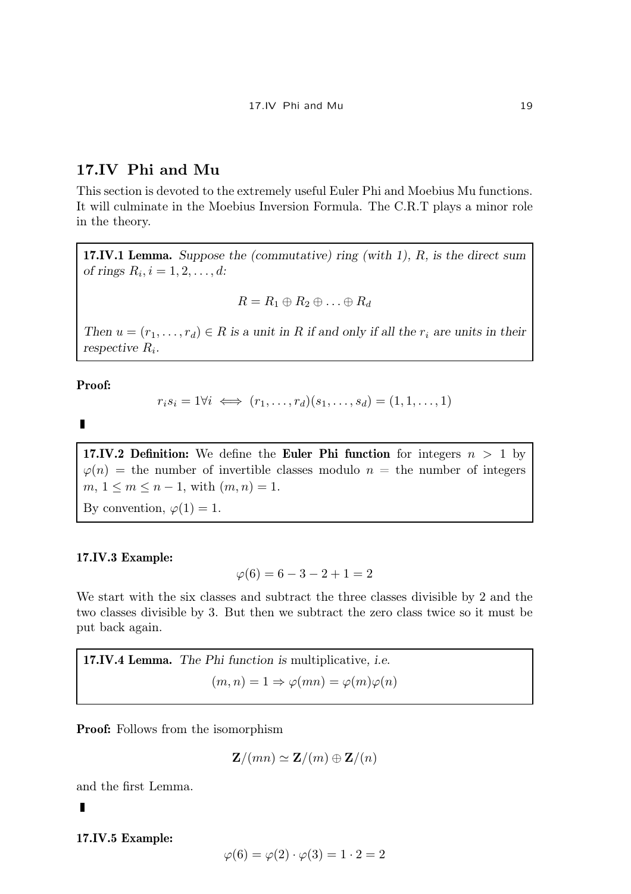## 17.IV Phi and Mu

This section is devoted to the extremely useful Euler Phi and Moebius Mu functions. It will culminate in the Moebius Inversion Formula. The C.R.T plays a minor role in the theory.

**17.IV.1 Lemma.** *Suppose the (commutative) ring (with 1), $R$, is the direct sum of rings $R_i, i = 1, 2, \ldots, d$:*

$$R = R_1 \oplus R_2 \oplus \ldots \oplus R_d$$

*Then $u = (r_1, \ldots, r_d) \in R$ is a unit in $R$ if and only if all the $r_i$ are units in their respective $R_i$.*

**Proof:**

$$r_i s_i = 1 \forall i \iff (r_1, \ldots, r_d)(s_1, \ldots, s_d) = (1, 1, \ldots, 1)$$

∎

**17.IV.2 Definition:** We define the **Euler Phi function** for integers $n > 1$ by $\varphi(n) =$ the number of invertible classes modulo $n =$ the number of integers $m$, $1 \leq m \leq n-1$, with $(m, n) = 1$.

By convention, $\varphi(1) = 1$.

**17.IV.3 Example:**

$$\varphi(6) = 6 - 3 - 2 + 1 = 2$$

We start with the six classes and subtract the three classes divisible by 2 and the two classes divisible by 3. But then we subtract the zero class twice so it must be put back again.

**17.IV.4 Lemma.** *The Phi function is* multiplicative, *i.e.*

$$(m, n) = 1 \Rightarrow \varphi(mn) = \varphi(m)\varphi(n)$$

**Proof:** Follows from the isomorphism

$$\mathbf{Z}/(mn) \simeq \mathbf{Z}/(m) \oplus \mathbf{Z}/(n)$$

and the first Lemma.

∎

**17.IV.5 Example:**

$$\varphi(6) = \varphi(2) \cdot \varphi(3) = 1 \cdot 2 = 2$$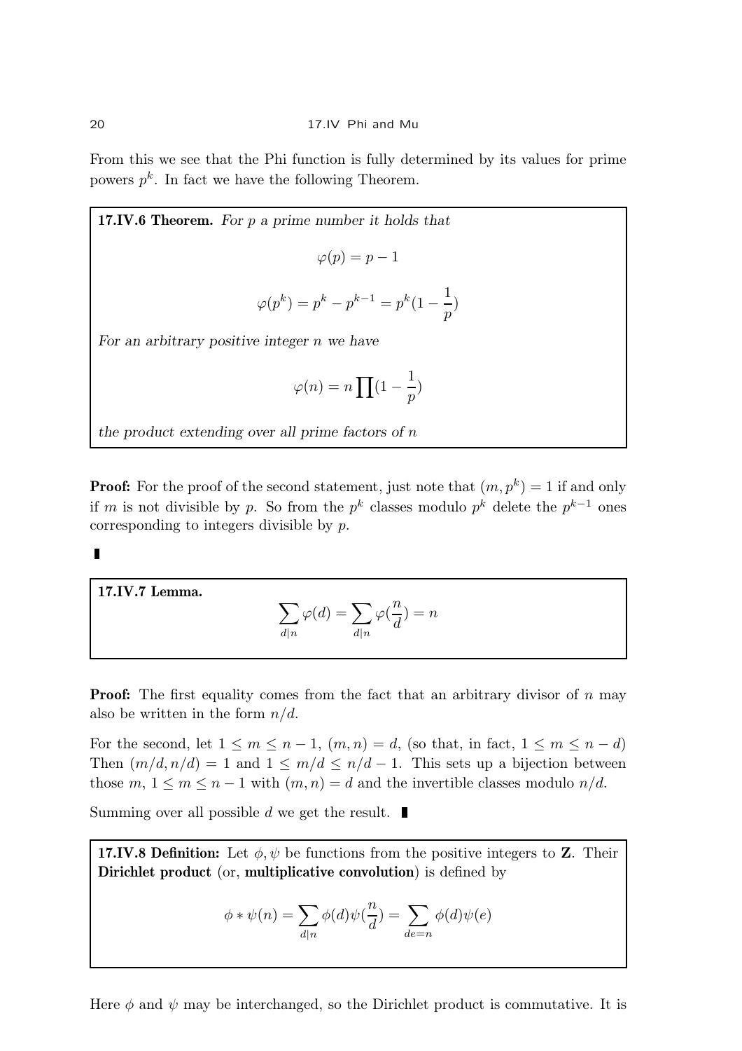From this we see that the Phi function is fully determined by its values for prime powers $p^k$. In fact we have the following Theorem.

**17.IV.6 Theorem.** *For $p$ a prime number it holds that*

$$\varphi(p) = p - 1$$

$$\varphi(p^k) = p^k - p^{k-1} = p^k(1 - \frac{1}{p})$$

*For an arbitrary positive integer $n$ we have*

$$\varphi(n) = n \prod (1 - \frac{1}{p})$$

*the product extending over all prime factors of $n$*

**Proof:** For the proof of the second statement, just note that $(m, p^k) = 1$ if and only if $m$ is not divisible by $p$. So from the $p^k$ classes modulo $p^k$ delete the $p^{k-1}$ ones corresponding to integers divisible by $p$.

∎

**17.IV.7 Lemma.**

$$\sum_{d|n} \varphi(d) = \sum_{d|n} \varphi(\frac{n}{d}) = n$$

**Proof:** The first equality comes from the fact that an arbitrary divisor of $n$ may also be written in the form $n/d$.

For the second, let $1 \leq m \leq n-1$, $(m, n) = d$, (so that, in fact, $1 \leq m \leq n - d$) Then $(m/d, n/d) = 1$ and $1 \leq m/d \leq n/d - 1$. This sets up a bijection between those $m$, $1 \leq m \leq n-1$ with $(m, n) = d$ and the invertible classes modulo $n/d$.

Summing over all possible $d$ we get the result. ∎

**17.IV.8 Definition:** Let $\phi, \psi$ be functions from the positive integers to **Z**. Their **Dirichlet product** (or, **multiplicative convolution**) is defined by

$$\phi * \psi(n) = \sum_{d|n} \phi(d)\psi(\frac{n}{d}) = \sum_{de=n} \phi(d)\psi(e)$$

Here $\phi$ and $\psi$ may be interchanged, so the Dirichlet product is commutative. It is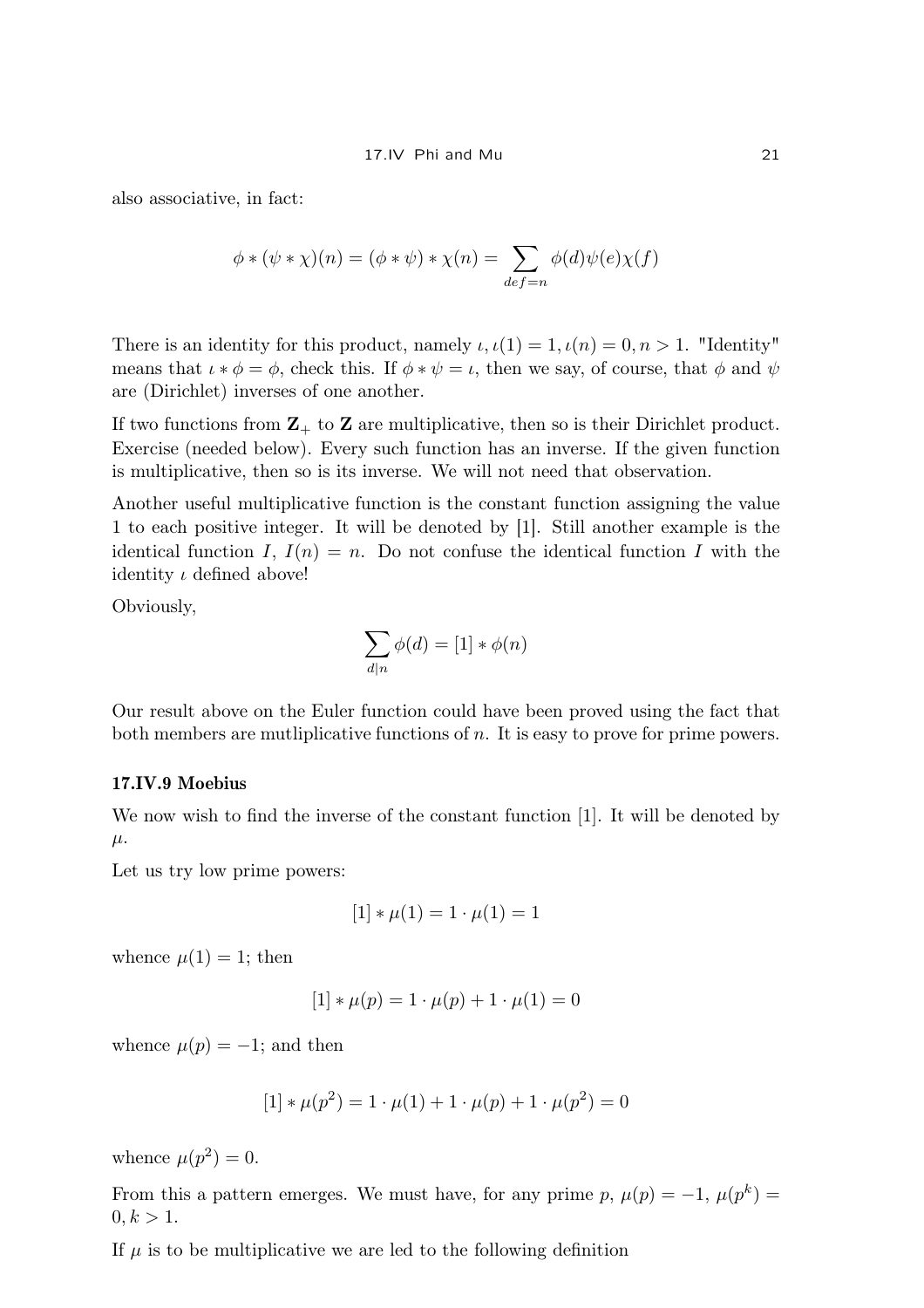also associative, in fact:

$$\phi * (\psi * \chi)(n) = (\phi * \psi) * \chi(n) = \sum_{def=n} \phi(d)\psi(e)\chi(f)$$

There is an identity for this product, namely $\iota, \iota(1) = 1, \iota(n) = 0, n > 1$. "Identity" means that $\iota * \phi = \phi$, check this. If $\phi * \psi = \iota$, then we say, of course, that $\phi$ and $\psi$ are (Dirichlet) inverses of one another.

If two functions from $\mathbf{Z}_+$ to $\mathbf{Z}$ are multiplicative, then so is their Dirichlet product. Exercise (needed below). Every such function has an inverse. If the given function is multiplicative, then so is its inverse. We will not need that observation.

Another useful multiplicative function is the constant function assigning the value 1 to each positive integer. It will be denoted by [1]. Still another example is the identical function $I$, $I(n) = n$. Do not confuse the identical function $I$ with the identity $\iota$ defined above!

Obviously,

$$\sum_{d|n} \phi(d) = [1] * \phi(n)$$

Our result above on the Euler function could have been proved using the fact that both members are mutliplicative functions of $n$. It is easy to prove for prime powers.

### 17.IV.9 Moebius

We now wish to find the inverse of the constant function [1]. It will be denoted by $\mu$.

Let us try low prime powers:

$$[1] * \mu(1) = 1 \cdot \mu(1) = 1$$

whence $\mu(1) = 1$; then

$$[1] * \mu(p) = 1 \cdot \mu(p) + 1 \cdot \mu(1) = 0$$

whence $\mu(p) = -1$; and then

$$[1] * \mu(p^2) = 1 \cdot \mu(1) + 1 \cdot \mu(p) + 1 \cdot \mu(p^2) = 0$$

whence $\mu(p^2) = 0$.

From this a pattern emerges. We must have, for any prime $p$, $\mu(p) = -1$, $\mu(p^k) = 0, k > 1$.

If $\mu$ is to be multiplicative we are led to the following definition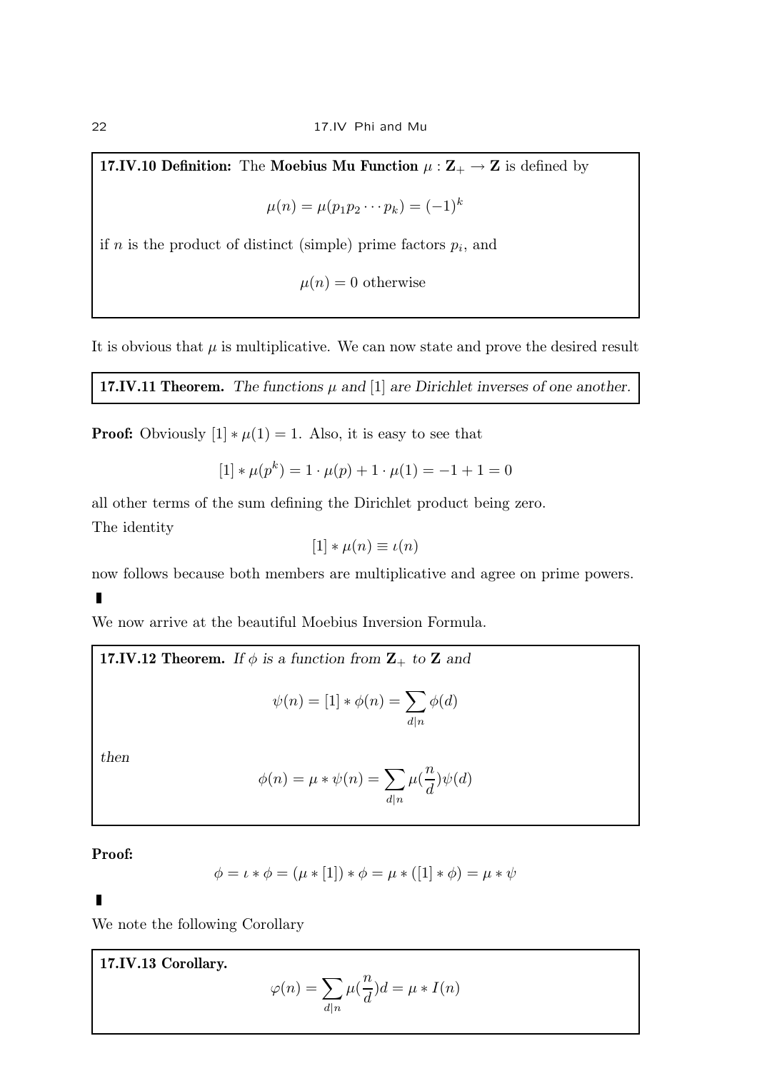**17.IV.10 Definition:** The **Moebius Mu Function** $\mu : \mathbf{Z}_+ \to \mathbf{Z}$ is defined by

$$\mu(n) = \mu(p_1 p_2 \cdots p_k) = (-1)^k$$

if $n$ is the product of distinct (simple) prime factors $p_i$, and

$$\mu(n) = 0 \text{ otherwise}$$

It is obvious that $\mu$ is multiplicative. We can now state and prove the desired result

**17.IV.11 Theorem.** *The functions $\mu$ and $[1]$ are Dirichlet inverses of one another.*

**Proof:** Obviously $[1] * \mu(1) = 1$. Also, it is easy to see that

$$[1] * \mu(p^k) = 1 \cdot \mu(p) + 1 \cdot \mu(1) = -1 + 1 = 0$$

all other terms of the sum defining the Dirichlet product being zero.

The identity

$$[1] * \mu(n) \equiv \iota(n)$$

now follows because both members are multiplicative and agree on prime powers.

▌

We now arrive at the beautiful Moebius Inversion Formula.

**17.IV.12 Theorem.** *If $\phi$ is a function from $\mathbf{Z}_+$ to $\mathbf{Z}$ and*

$$\psi(n) = [1] * \phi(n) = \sum_{d|n} \phi(d)$$

*then*

$$\phi(n) = \mu * \psi(n) = \sum_{d|n} \mu(\frac{n}{d})\psi(d)$$

**Proof:**

$$\phi = \iota * \phi = (\mu * [1]) * \phi = \mu * ([1] * \phi) = \mu * \psi$$

▌

We note the following Corollary

**17.IV.13 Corollary.**

$$\varphi(n) = \sum_{d|n} \mu(\frac{n}{d})d = \mu * I(n)$$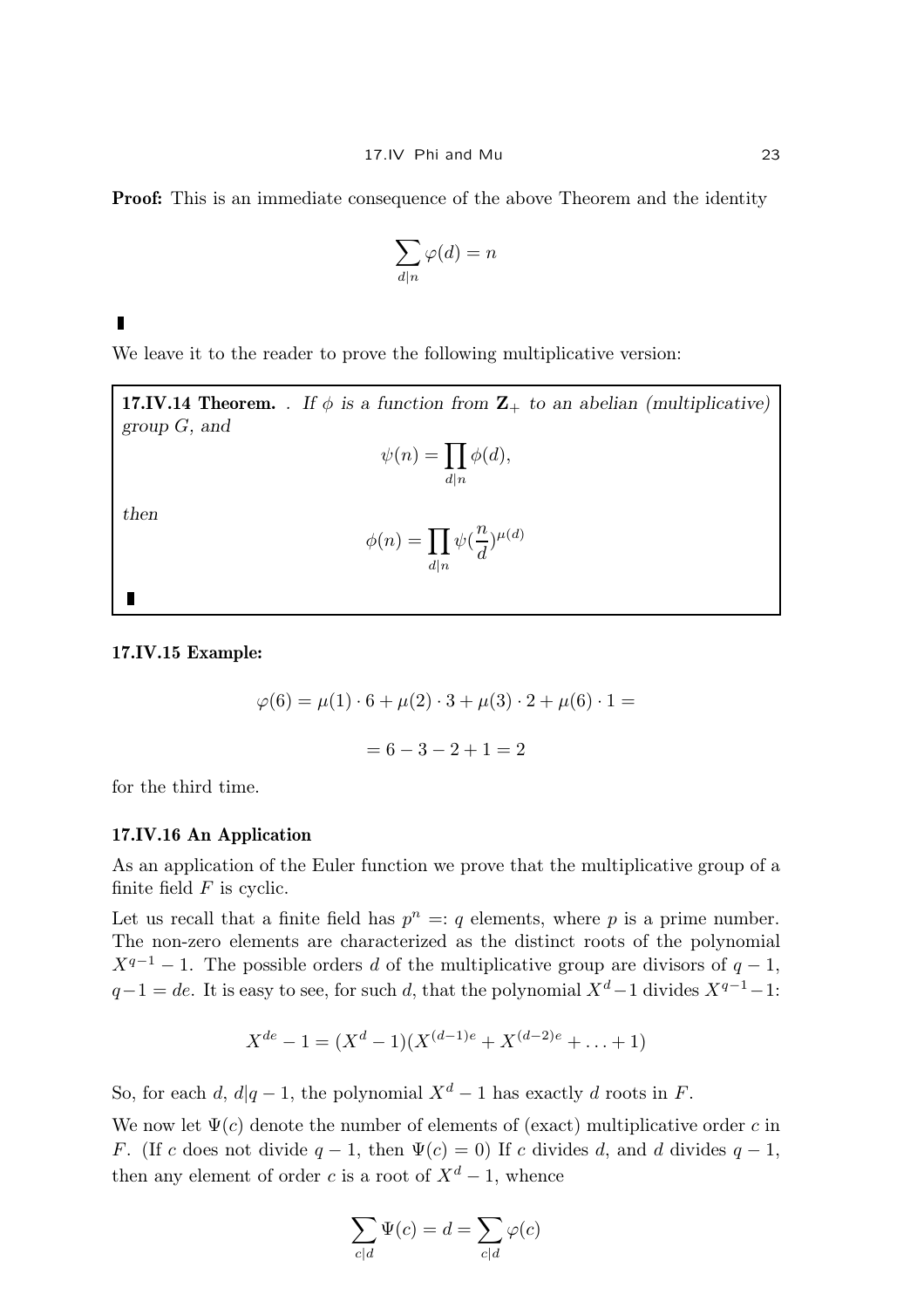**Proof:** This is an immediate consequence of the above Theorem and the identity

$$\sum_{d|n} \varphi(d) = n$$

▮

We leave it to the reader to prove the following multiplicative version:

**17.IV.14 Theorem.** . *If $\phi$ is a function from $\mathbf{Z}_+$ to an abelian (multiplicative) group $G$, and*

$$\psi(n) = \prod_{d|n} \phi(d),$$

*then*

$$\phi(n) = \prod_{d|n} \psi(\frac{n}{d})^{\mu(d)}$$

▮

**17.IV.15 Example:**

$$\varphi(6) = \mu(1) \cdot 6 + \mu(2) \cdot 3 + \mu(3) \cdot 2 + \mu(6) \cdot 1 =$$

$$= 6 - 3 - 2 + 1 = 2$$

for the third time.

**17.IV.16 An Application**

As an application of the Euler function we prove that the multiplicative group of a finite field $F$ is cyclic.

Let us recall that a finite field has $p^n =: q$ elements, where $p$ is a prime number. The non-zero elements are characterized as the distinct roots of the polynomial $X^{q-1} - 1$. The possible orders $d$ of the multiplicative group are divisors of $q - 1$, $q-1 = de$. It is easy to see, for such $d$, that the polynomial $X^d - 1$ divides $X^{q-1} - 1$:

$$X^{de} - 1 = (X^d - 1)(X^{(d-1)e} + X^{(d-2)e} + \ldots + 1)$$

So, for each $d$, $d|q-1$, the polynomial $X^d - 1$ has exactly $d$ roots in $F$.

We now let $\Psi(c)$ denote the number of elements of (exact) multiplicative order $c$ in $F$. (If $c$ does not divide $q - 1$, then $\Psi(c) = 0$) If $c$ divides $d$, and $d$ divides $q - 1$, then any element of order $c$ is a root of $X^d - 1$, whence

$$\sum_{c|d} \Psi(c) = d = \sum_{c|d} \varphi(c)$$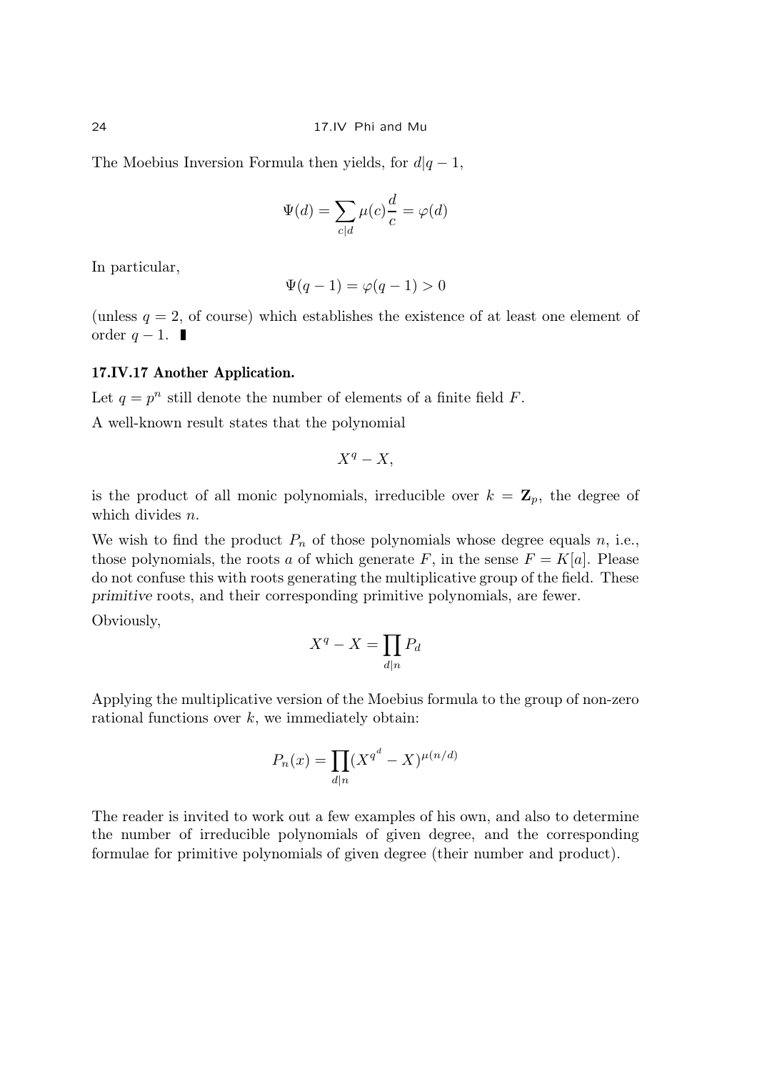The Moebius Inversion Formula then yields, for $d|q-1$,

$$\Psi(d) = \sum_{c|d} \mu(c)\frac{d}{c} = \varphi(d)$$

In particular,

$$\Psi(q-1) = \varphi(q-1) > 0$$

(unless $q = 2$, of course) which establishes the existence of at least one element of order $q-1$. ∎

### 17.IV.17 Another Application.

Let $q = p^n$ still denote the number of elements of a finite field $F$.

A well-known result states that the polynomial

$$X^q - X,$$

is the product of all monic polynomials, irreducible over $k = \mathbf{Z}_p$, the degree of which divides $n$.

We wish to find the product $P_n$ of those polynomials whose degree equals $n$, i.e., those polynomials, the roots $a$ of which generate $F$, in the sense $F = K[a]$. Please do not confuse this with roots generating the multiplicative group of the field. These *primitive* roots, and their corresponding primitive polynomials, are fewer.

Obviously,

$$X^q - X = \prod_{d|n} P_d$$

Applying the multiplicative version of the Moebius formula to the group of non-zero rational functions over $k$, we immediately obtain:

$$P_n(x) = \prod_{d|n} (X^{q^d} - X)^{\mu(n/d)}$$

The reader is invited to work out a few examples of his own, and also to determine the number of irreducible polynomials of given degree, and the corresponding formulae for primitive polynomials of given degree (their number and product).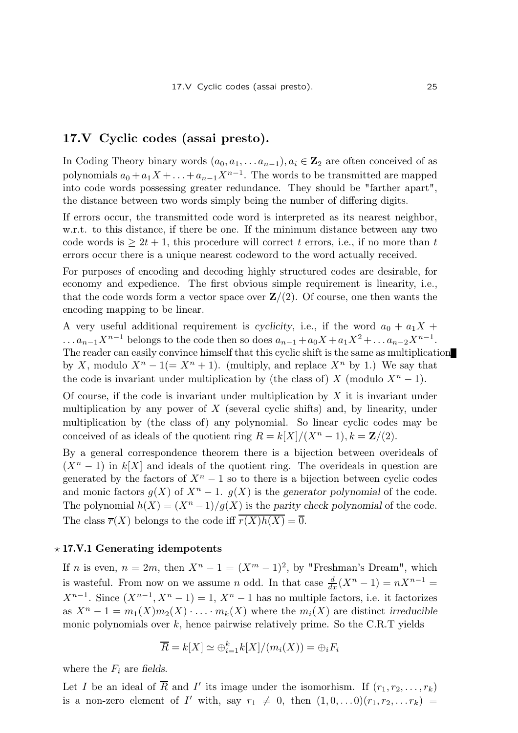## 17.V Cyclic codes (assai presto).

In Coding Theory binary words $(a_0, a_1, \dots a_{n-1}), a_i \in \mathbf{Z}_2$ are often conceived of as polynomials $a_0 + a_1X + \dots + a_{n-1}X^{n-1}$. The words to be transmitted are mapped into code words possessing greater redundance. They should be "farther apart", the distance between two words simply being the number of differing digits.

If errors occur, the transmitted code word is interpreted as its nearest neighbor, w.r.t. to this distance, if there be one. If the minimum distance between any two code words is $\geq 2t+1$, this procedure will correct $t$ errors, i.e., if no more than $t$ errors occur there is a unique nearest codeword to the word actually received.

For purposes of encoding and decoding highly structured codes are desirable, for economy and expedience. The first obvious simple requirement is linearity, i.e., that the code words form a vector space over $\mathbf{Z}/(2)$. Of course, one then wants the encoding mapping to be linear.

A very useful additional requirement is *cyclicity*, i.e., if the word $a_0 + a_1X + \dots a_{n-1}X^{n-1}$ belongs to the code then so does $a_{n-1} + a_0X + a_1X^2 + \dots a_{n-2}X^{n-1}$. The reader can easily convince himself that this cyclic shift is the same as multiplication by $X$, modulo $X^n - 1 (= X^n + 1)$. (multiply, and replace $X^n$ by 1.) We say that the code is invariant under multiplication by (the class of) $X$ (modulo $X^n - 1$).

Of course, if the code is invariant under multiplication by $X$ it is invariant under multiplication by any power of $X$ (several cyclic shifts) and, by linearity, under multiplication by (the class of) any polynomial. So linear cyclic codes may be conceived of as ideals of the quotient ring $R = k[X]/(X^n - 1), k = \mathbf{Z}/(2)$.

By a general correspondence theorem there is a bijection between overideals of $(X^n - 1)$ in $k[X]$ and ideals of the quotient ring. The overideals in question are generated by the factors of $X^n - 1$ so to there is a bijection between cyclic codes and monic factors $g(X)$ of $X^n - 1$. $g(X)$ is the *generator polynomial* of the code. The polynomial $h(X) = (X^n - 1)/g(X)$ is the *parity check polynomial* of the code. The class $\overline{r}(X)$ belongs to the code iff $\overline{r(X)h(X)} = \overline{0}$.

### ⋆ 17.V.1 Generating idempotents

If $n$ is even, $n = 2m$, then $X^n - 1 = (X^m - 1)^2$, by "Freshman's Dream", which is wasteful. From now on we assume $n$ odd. In that case $\frac{d}{dx}(X^n - 1) = nX^{n-1} = X^{n-1}$. Since $(X^{n-1}, X^n - 1) = 1$, $X^n - 1$ has no multiple factors, i.e. it factorizes as $X^n - 1 = m_1(X)m_2(X) \cdot \dots \cdot m_k(X)$ where the $m_i(X)$ are distinct *irreducible* monic polynomials over $k$, hence pairwise relatively prime. So the C.R.T yields

$$\overline{R} = k[X] \simeq \oplus_{i=1}^{k} k[X]/(m_i(X)) = \oplus_i F_i$$

where the $F_i$ are *fields*.

Let $I$ be an ideal of $\overline{R}$ and $I'$ its image under the isomorhism. If $(r_1, r_2, \dots, r_k)$ is a non-zero element of $I'$ with, say $r_1 \neq 0$, then $(1, 0, \dots 0)(r_1, r_2, \dots r_k) =$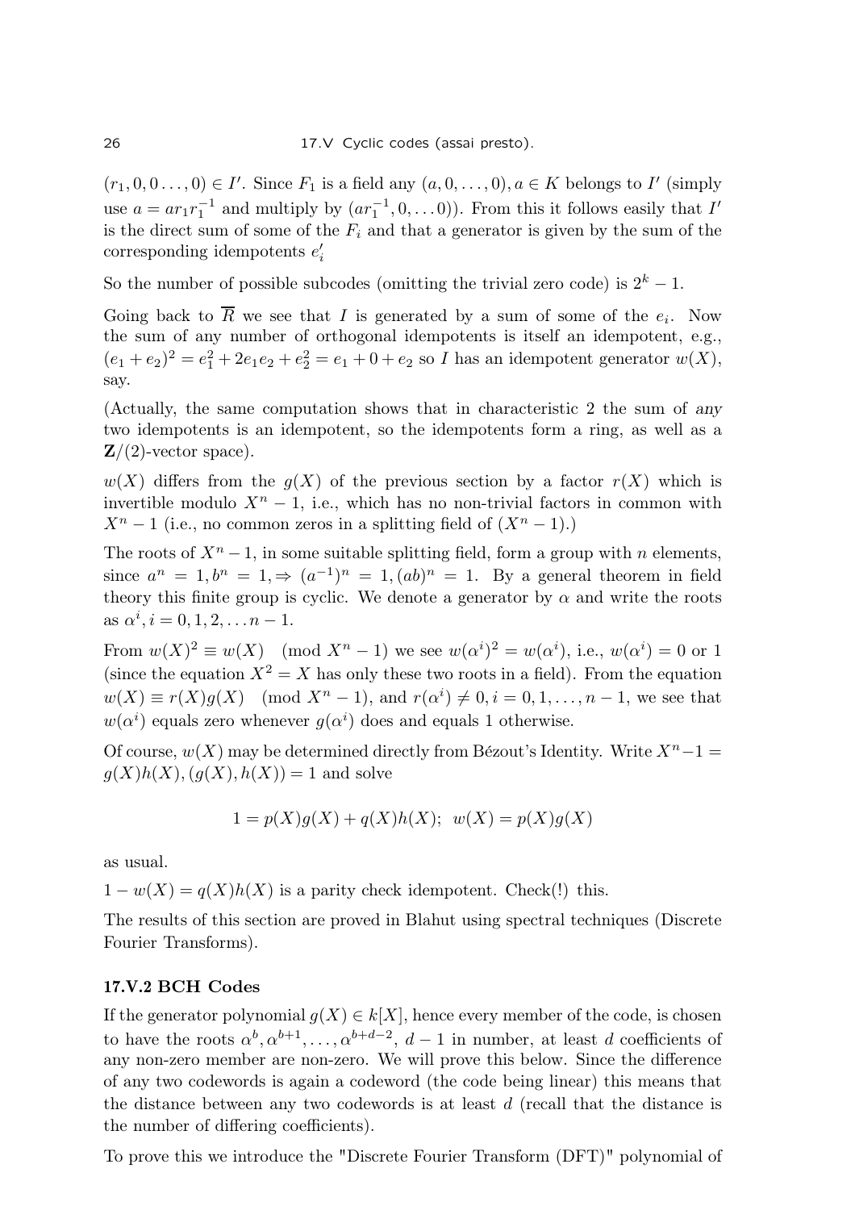$(r_1, 0, 0 \ldots, 0) \in I'$. Since $F_1$ is a field any $(a, 0, \ldots, 0), a \in K$ belongs to $I'$ (simply use $a = ar_1r_1^{-1}$ and multiply by $(ar_1^{-1}, 0, \ldots 0)$). From this it follows easily that $I'$ is the direct sum of some of the $F_i$ and that a generator is given by the sum of the corresponding idempotents $e_i'$

So the number of possible subcodes (omitting the trivial zero code) is $2^k - 1$.

Going back to $\overline{R}$ we see that $I$ is generated by a sum of some of the $e_i$. Now the sum of any number of orthogonal idempotents is itself an idempotent, e.g., $(e_1 + e_2)^2 = e_1^2 + 2e_1e_2 + e_2^2 = e_1 + 0 + e_2$ so $I$ has an idempotent generator $w(X)$, say.

(Actually, the same computation shows that in characteristic 2 the sum of *any* two idempotents is an idempotent, so the idempotents form a ring, as well as a $\mathbf{Z}/(2)$-vector space).

$w(X)$ differs from the $g(X)$ of the previous section by a factor $r(X)$ which is invertible modulo $X^n - 1$, i.e., which has no non-trivial factors in common with $X^n - 1$ (i.e., no common zeros in a splitting field of $(X^n - 1)$.)

The roots of $X^n - 1$, in some suitable splitting field, form a group with $n$ elements, since $a^n = 1, b^n = 1, \Rightarrow (a^{-1})^n = 1, (ab)^n = 1$. By a general theorem in field theory this finite group is cyclic. We denote a generator by $\alpha$ and write the roots as $\alpha^i, i = 0, 1, 2, \ldots n-1$.

From $w(X)^2 \equiv w(X) \pmod{X^n - 1}$ we see $w(\alpha^i)^2 = w(\alpha^i)$, i.e., $w(\alpha^i) = 0$ or $1$ (since the equation $X^2 = X$ has only these two roots in a field). From the equation $w(X) \equiv r(X)g(X) \pmod{X^n - 1}$, and $r(\alpha^i) \neq 0, i = 0, 1, \ldots, n-1$, we see that $w(\alpha^i)$ equals zero whenever $g(\alpha^i)$ does and equals 1 otherwise.

Of course, $w(X)$ may be determined directly from Bézout's Identity. Write $X^n - 1 = g(X)h(X), (g(X), h(X)) = 1$ and solve

$$1 = p(X)g(X) + q(X)h(X); \;\; w(X) = p(X)g(X)$$

as usual.

$1 - w(X) = q(X)h(X)$ is a parity check idempotent. Check(!) this.

The results of this section are proved in Blahut using spectral techniques (Discrete Fourier Transforms).

### 17.V.2 BCH Codes

If the generator polynomial $g(X) \in k[X]$, hence every member of the code, is chosen to have the roots $\alpha^b, \alpha^{b+1}, \ldots, \alpha^{b+d-2}$, $d-1$ in number, at least $d$ coefficients of any non-zero member are non-zero. We will prove this below. Since the difference of any two codewords is again a codeword (the code being linear) this means that the distance between any two codewords is at least $d$ (recall that the distance is the number of differing coefficients).

To prove this we introduce the "Discrete Fourier Transform (DFT)" polynomial of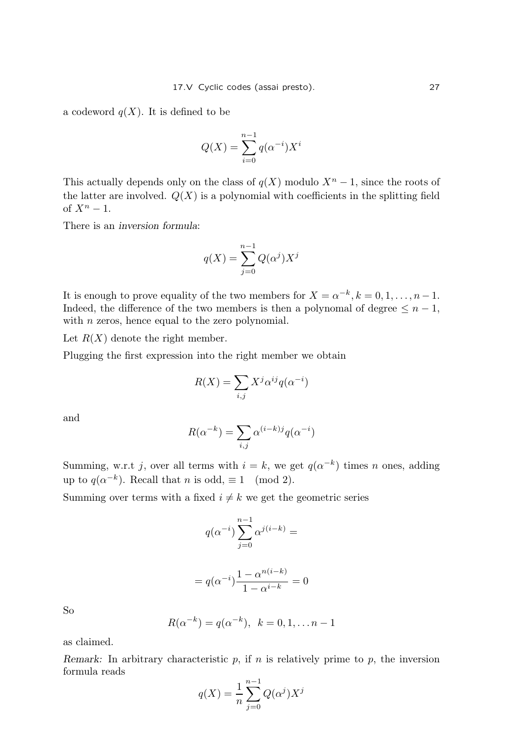a codeword $q(X)$. It is defined to be

$$Q(X) = \sum_{i=0}^{n-1} q(\alpha^{-i}) X^i$$

This actually depends only on the class of $q(X)$ modulo $X^n - 1$, since the roots of the latter are involved. $Q(X)$ is a polynomial with coefficients in the splitting field of $X^n - 1$.

There is an *inversion formula*:

$$q(X) = \sum_{j=0}^{n-1} Q(\alpha^j) X^j$$

It is enough to prove equality of the two members for $X = \alpha^{-k}, k = 0, 1, \ldots, n-1$. Indeed, the difference of the two members is then a polynomal of degree $\leq n-1$, with $n$ zeros, hence equal to the zero polynomial.

Let $R(X)$ denote the right member.

Plugging the first expression into the right member we obtain

$$R(X) = \sum_{i,j} X^j \alpha^{ij} q(\alpha^{-i})$$

and

$$R(\alpha^{-k}) = \sum_{i,j} \alpha^{(i-k)j} q(\alpha^{-i})$$

Summing, w.r.t $j$, over all terms with $i = k$, we get $q(\alpha^{-k})$ times $n$ ones, adding up to $q(\alpha^{-k})$. Recall that $n$ is odd, $\equiv 1 \pmod 2$.

Summing over terms with a fixed $i \neq k$ we get the geometric series

$$q(\alpha^{-i}) \sum_{j=0}^{n-1} \alpha^{j(i-k)} =$$

$$= q(\alpha^{-i}) \frac{1 - \alpha^{n(i-k)}}{1 - \alpha^{i-k}} = 0$$

So

$$R(\alpha^{-k}) = q(\alpha^{-k}), \;\; k = 0, 1, \ldots n-1$$

as claimed.

*Remark:* In arbitrary characteristic $p$, if $n$ is relatively prime to $p$, the inversion formula reads

$$q(X) = \frac{1}{n} \sum_{j=0}^{n-1} Q(\alpha^j) X^j$$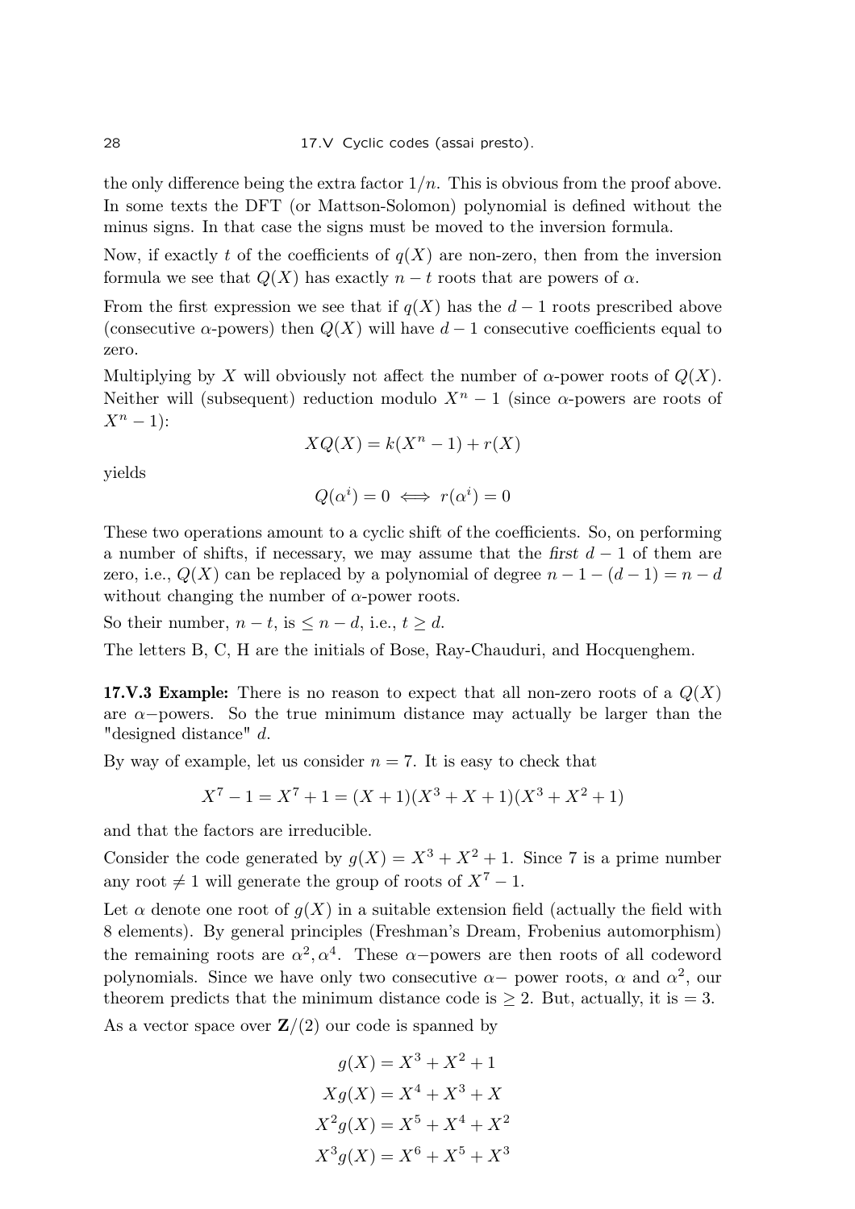the only difference being the extra factor $1/n$. This is obvious from the proof above. In some texts the DFT (or Mattson-Solomon) polynomial is defined without the minus signs. In that case the signs must be moved to the inversion formula.

Now, if exactly $t$ of the coefficients of $q(X)$ are non-zero, then from the inversion formula we see that $Q(X)$ has exactly $n-t$ roots that are powers of $\alpha$.

From the first expression we see that if $q(X)$ has the $d-1$ roots prescribed above (consecutive $\alpha$-powers) then $Q(X)$ will have $d-1$ consecutive coefficients equal to zero.

Multiplying by $X$ will obviously not affect the number of $\alpha$-power roots of $Q(X)$. Neither will (subsequent) reduction modulo $X^n - 1$ (since $\alpha$-powers are roots of $X^n - 1$):

$$XQ(X) = k(X^n - 1) + r(X)$$

yields

$$Q(\alpha^i) = 0 \iff r(\alpha^i) = 0$$

These two operations amount to a cyclic shift of the coefficients. So, on performing a number of shifts, if necessary, we may assume that the *first* $d-1$ of them are zero, i.e., $Q(X)$ can be replaced by a polynomial of degree $n-1-(d-1) = n-d$ without changing the number of $\alpha$-power roots.

So their number, $n-t$, is $\leq n-d$, i.e., $t \geq d$.

The letters B, C, H are the initials of Bose, Ray-Chauduri, and Hocquenghem.

**17.V.3 Example:** There is no reason to expect that all non-zero roots of a $Q(X)$ are $\alpha-$powers. So the true minimum distance may actually be larger than the "designed distance" $d$.

By way of example, let us consider $n = 7$. It is easy to check that

$$X^7 - 1 = X^7 + 1 = (X+1)(X^3 + X + 1)(X^3 + X^2 + 1)$$

and that the factors are irreducible.

Consider the code generated by $g(X) = X^3 + X^2 + 1$. Since 7 is a prime number any root $\neq 1$ will generate the group of roots of $X^7 - 1$.

Let $\alpha$ denote one root of $g(X)$ in a suitable extension field (actually the field with 8 elements). By general principles (Freshman's Dream, Frobenius automorphism) the remaining roots are $\alpha^2, \alpha^4$. These $\alpha-$powers are then roots of all codeword polynomials. Since we have only two consecutive $\alpha-$ power roots, $\alpha$ and $\alpha^2$, our theorem predicts that the minimum distance code is $\geq 2$. But, actually, it is $= 3$.

As a vector space over $\mathbf{Z}/(2)$ our code is spanned by

$$g(X) = X^3 + X^2 + 1$$
$$Xg(X) = X^4 + X^3 + X$$
$$X^2 g(X) = X^5 + X^4 + X^2$$
$$X^3 g(X) = X^6 + X^5 + X^3$$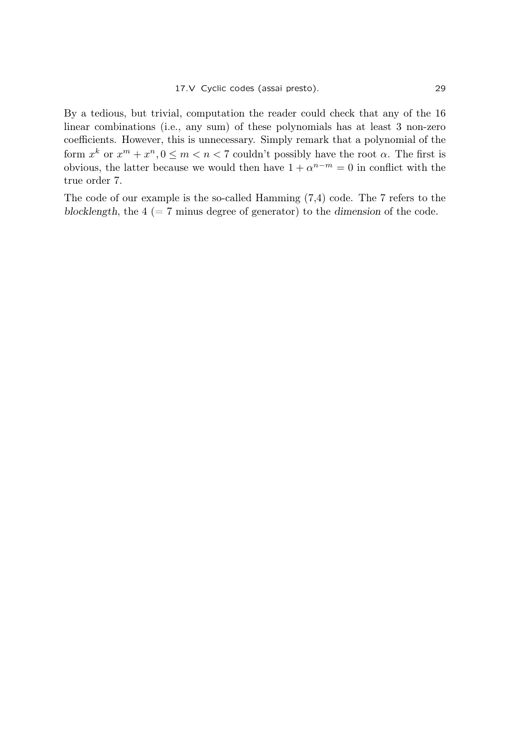By a tedious, but trivial, computation the reader could check that any of the 16 linear combinations (i.e., any sum) of these polynomials has at least 3 non-zero coefficients. However, this is unnecessary. Simply remark that a polynomial of the form $x^k$ or $x^m + x^n, 0 \leq m < n < 7$ couldn't possibly have the root $\alpha$. The first is obvious, the latter because we would then have $1 + \alpha^{n-m} = 0$ in conflict with the true order 7.

The code of our example is the so-called Hamming (7,4) code. The 7 refers to the *blocklength*, the 4 (= 7 minus degree of generator) to the *dimension* of the code.